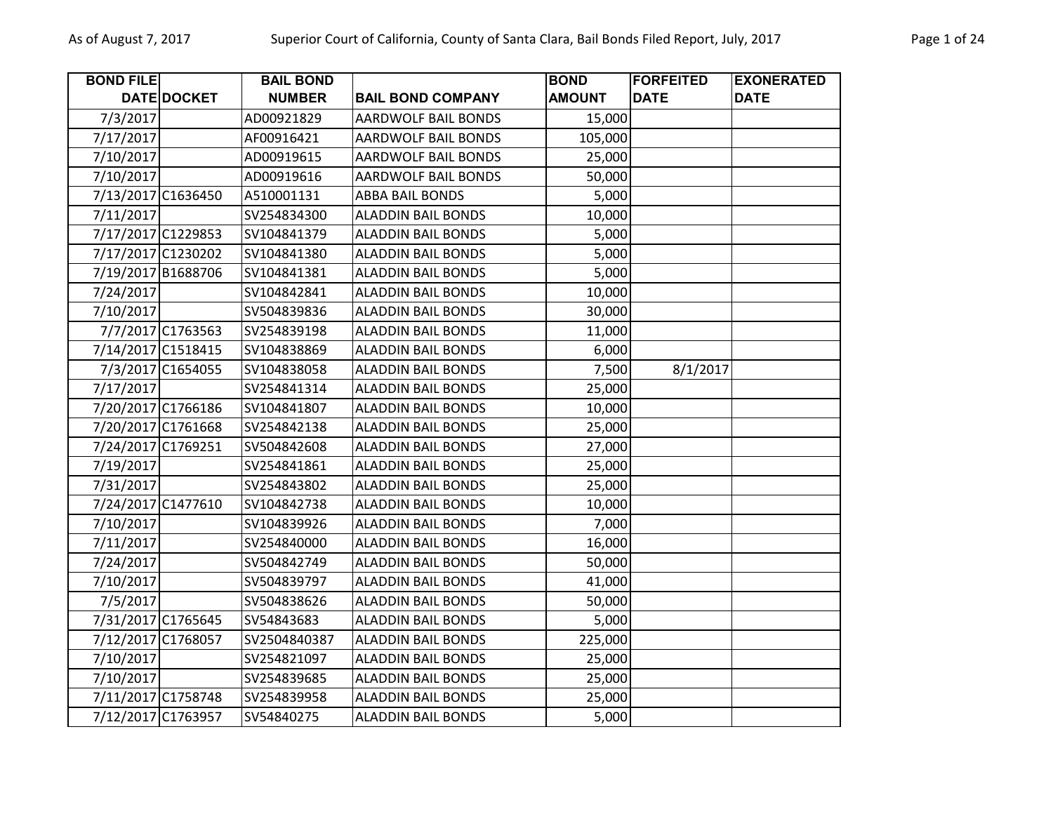| BOND FILE DATE | DOCKET | BAIL BOND NUMBER | BAIL BOND COMPANY | BOND AMOUNT | FORFEITED DATE | EXONERATED DATE |
|---|---|---|---|---|---|---|
| 7/3/2017 | | AD00921829 | AARDWOLF BAIL BONDS | 15,000 | | |
| 7/17/2017 | | AF00916421 | AARDWOLF BAIL BONDS | 105,000 | | |
| 7/10/2017 | | AD00919615 | AARDWOLF BAIL BONDS | 25,000 | | |
| 7/10/2017 | | AD00919616 | AARDWOLF BAIL BONDS | 50,000 | | |
| 7/13/2017 | C1636450 | A510001131 | ABBA BAIL BONDS | 5,000 | | |
| 7/11/2017 | | SV254834300 | ALADDIN BAIL BONDS | 10,000 | | |
| 7/17/2017 | C1229853 | SV104841379 | ALADDIN BAIL BONDS | 5,000 | | |
| 7/17/2017 | C1230202 | SV104841380 | ALADDIN BAIL BONDS | 5,000 | | |
| 7/19/2017 | B1688706 | SV104841381 | ALADDIN BAIL BONDS | 5,000 | | |
| 7/24/2017 | | SV104842841 | ALADDIN BAIL BONDS | 10,000 | | |
| 7/10/2017 | | SV504839836 | ALADDIN BAIL BONDS | 30,000 | | |
| 7/7/2017 | C1763563 | SV254839198 | ALADDIN BAIL BONDS | 11,000 | | |
| 7/14/2017 | C1518415 | SV104838869 | ALADDIN BAIL BONDS | 6,000 | | |
| 7/3/2017 | C1654055 | SV104838058 | ALADDIN BAIL BONDS | 7,500 | 8/1/2017 | |
| 7/17/2017 | | SV254841314 | ALADDIN BAIL BONDS | 25,000 | | |
| 7/20/2017 | C1766186 | SV104841807 | ALADDIN BAIL BONDS | 10,000 | | |
| 7/20/2017 | C1761668 | SV254842138 | ALADDIN BAIL BONDS | 25,000 | | |
| 7/24/2017 | C1769251 | SV504842608 | ALADDIN BAIL BONDS | 27,000 | | |
| 7/19/2017 | | SV254841861 | ALADDIN BAIL BONDS | 25,000 | | |
| 7/31/2017 | | SV254843802 | ALADDIN BAIL BONDS | 25,000 | | |
| 7/24/2017 | C1477610 | SV104842738 | ALADDIN BAIL BONDS | 10,000 | | |
| 7/10/2017 | | SV104839926 | ALADDIN BAIL BONDS | 7,000 | | |
| 7/11/2017 | | SV254840000 | ALADDIN BAIL BONDS | 16,000 | | |
| 7/24/2017 | | SV504842749 | ALADDIN BAIL BONDS | 50,000 | | |
| 7/10/2017 | | SV504839797 | ALADDIN BAIL BONDS | 41,000 | | |
| 7/5/2017 | | SV504838626 | ALADDIN BAIL BONDS | 50,000 | | |
| 7/31/2017 | C1765645 | SV54843683 | ALADDIN BAIL BONDS | 5,000 | | |
| 7/12/2017 | C1768057 | SV2504840387 | ALADDIN BAIL BONDS | 225,000 | | |
| 7/10/2017 | | SV254821097 | ALADDIN BAIL BONDS | 25,000 | | |
| 7/10/2017 | | SV254839685 | ALADDIN BAIL BONDS | 25,000 | | |
| 7/11/2017 | C1758748 | SV254839958 | ALADDIN BAIL BONDS | 25,000 | | |
| 7/12/2017 | C1763957 | SV54840275 | ALADDIN BAIL BONDS | 5,000 | | |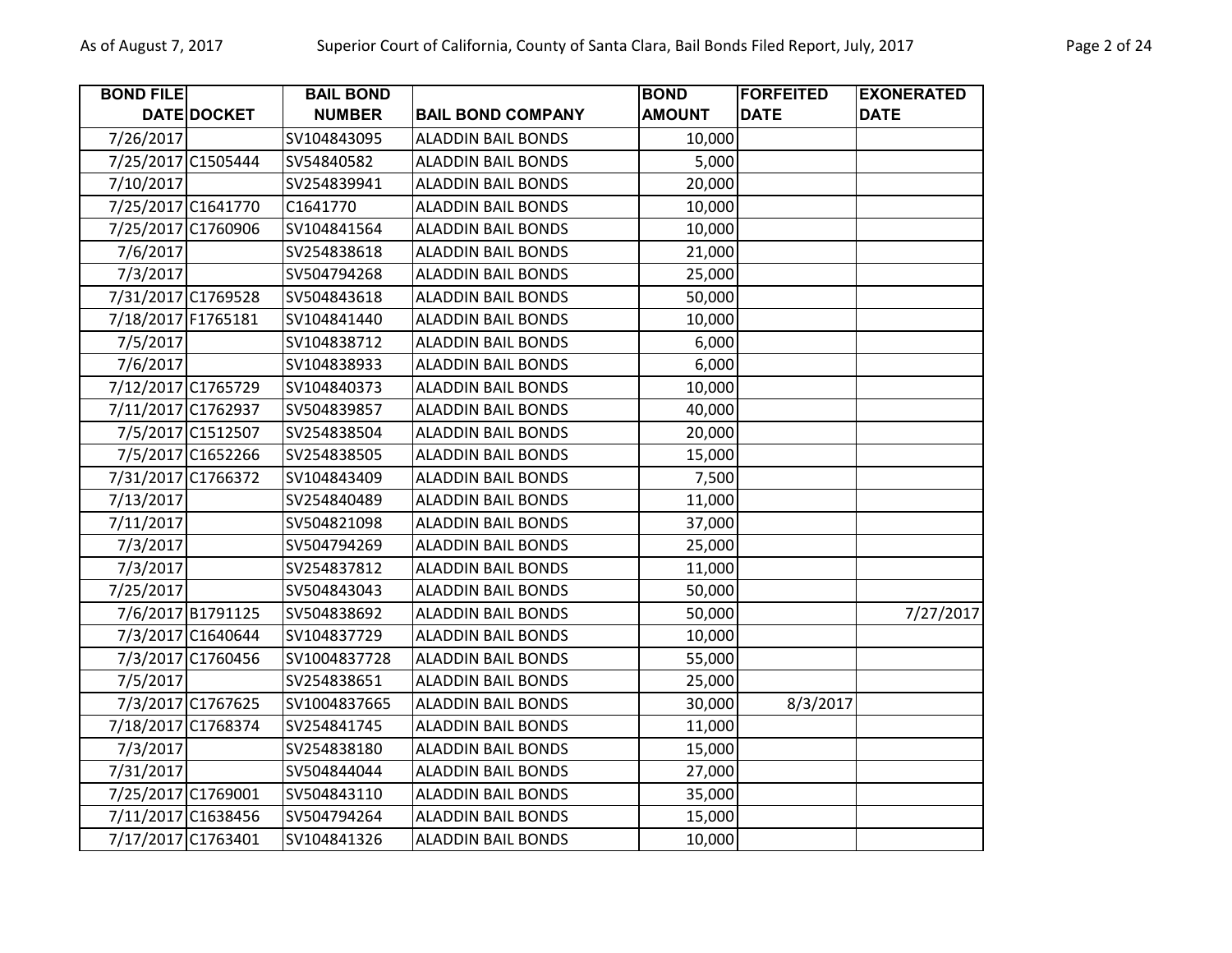| BOND FILE DATE | DOCKET | BAIL BOND NUMBER | BAIL BOND COMPANY | BOND AMOUNT | FORFEITED DATE | EXONERATED DATE |
|---|---|---|---|---|---|---|
| 7/26/2017 | | SV104843095 | ALADDIN BAIL BONDS | 10,000 | | |
| 7/25/2017 | C1505444 | SV54840582 | ALADDIN BAIL BONDS | 5,000 | | |
| 7/10/2017 | | SV254839941 | ALADDIN BAIL BONDS | 20,000 | | |
| 7/25/2017 | C1641770 | C1641770 | ALADDIN BAIL BONDS | 10,000 | | |
| 7/25/2017 | C1760906 | SV104841564 | ALADDIN BAIL BONDS | 10,000 | | |
| 7/6/2017 | | SV254838618 | ALADDIN BAIL BONDS | 21,000 | | |
| 7/3/2017 | | SV504794268 | ALADDIN BAIL BONDS | 25,000 | | |
| 7/31/2017 | C1769528 | SV504843618 | ALADDIN BAIL BONDS | 50,000 | | |
| 7/18/2017 | F1765181 | SV104841440 | ALADDIN BAIL BONDS | 10,000 | | |
| 7/5/2017 | | SV104838712 | ALADDIN BAIL BONDS | 6,000 | | |
| 7/6/2017 | | SV104838933 | ALADDIN BAIL BONDS | 6,000 | | |
| 7/12/2017 | C1765729 | SV104840373 | ALADDIN BAIL BONDS | 10,000 | | |
| 7/11/2017 | C1762937 | SV504839857 | ALADDIN BAIL BONDS | 40,000 | | |
| 7/5/2017 | C1512507 | SV254838504 | ALADDIN BAIL BONDS | 20,000 | | |
| 7/5/2017 | C1652266 | SV254838505 | ALADDIN BAIL BONDS | 15,000 | | |
| 7/31/2017 | C1766372 | SV104843409 | ALADDIN BAIL BONDS | 7,500 | | |
| 7/13/2017 | | SV254840489 | ALADDIN BAIL BONDS | 11,000 | | |
| 7/11/2017 | | SV504821098 | ALADDIN BAIL BONDS | 37,000 | | |
| 7/3/2017 | | SV504794269 | ALADDIN BAIL BONDS | 25,000 | | |
| 7/3/2017 | | SV254837812 | ALADDIN BAIL BONDS | 11,000 | | |
| 7/25/2017 | | SV504843043 | ALADDIN BAIL BONDS | 50,000 | | |
| 7/6/2017 | B1791125 | SV504838692 | ALADDIN BAIL BONDS | 50,000 | | 7/27/2017 |
| 7/3/2017 | C1640644 | SV104837729 | ALADDIN BAIL BONDS | 10,000 | | |
| 7/3/2017 | C1760456 | SV1004837728 | ALADDIN BAIL BONDS | 55,000 | | |
| 7/5/2017 | | SV254838651 | ALADDIN BAIL BONDS | 25,000 | | |
| 7/3/2017 | C1767625 | SV1004837665 | ALADDIN BAIL BONDS | 30,000 | 8/3/2017 | |
| 7/18/2017 | C1768374 | SV254841745 | ALADDIN BAIL BONDS | 11,000 | | |
| 7/3/2017 | | SV254838180 | ALADDIN BAIL BONDS | 15,000 | | |
| 7/31/2017 | | SV504844044 | ALADDIN BAIL BONDS | 27,000 | | |
| 7/25/2017 | C1769001 | SV504843110 | ALADDIN BAIL BONDS | 35,000 | | |
| 7/11/2017 | C1638456 | SV504794264 | ALADDIN BAIL BONDS | 15,000 | | |
| 7/17/2017 | C1763401 | SV104841326 | ALADDIN BAIL BONDS | 10,000 | | |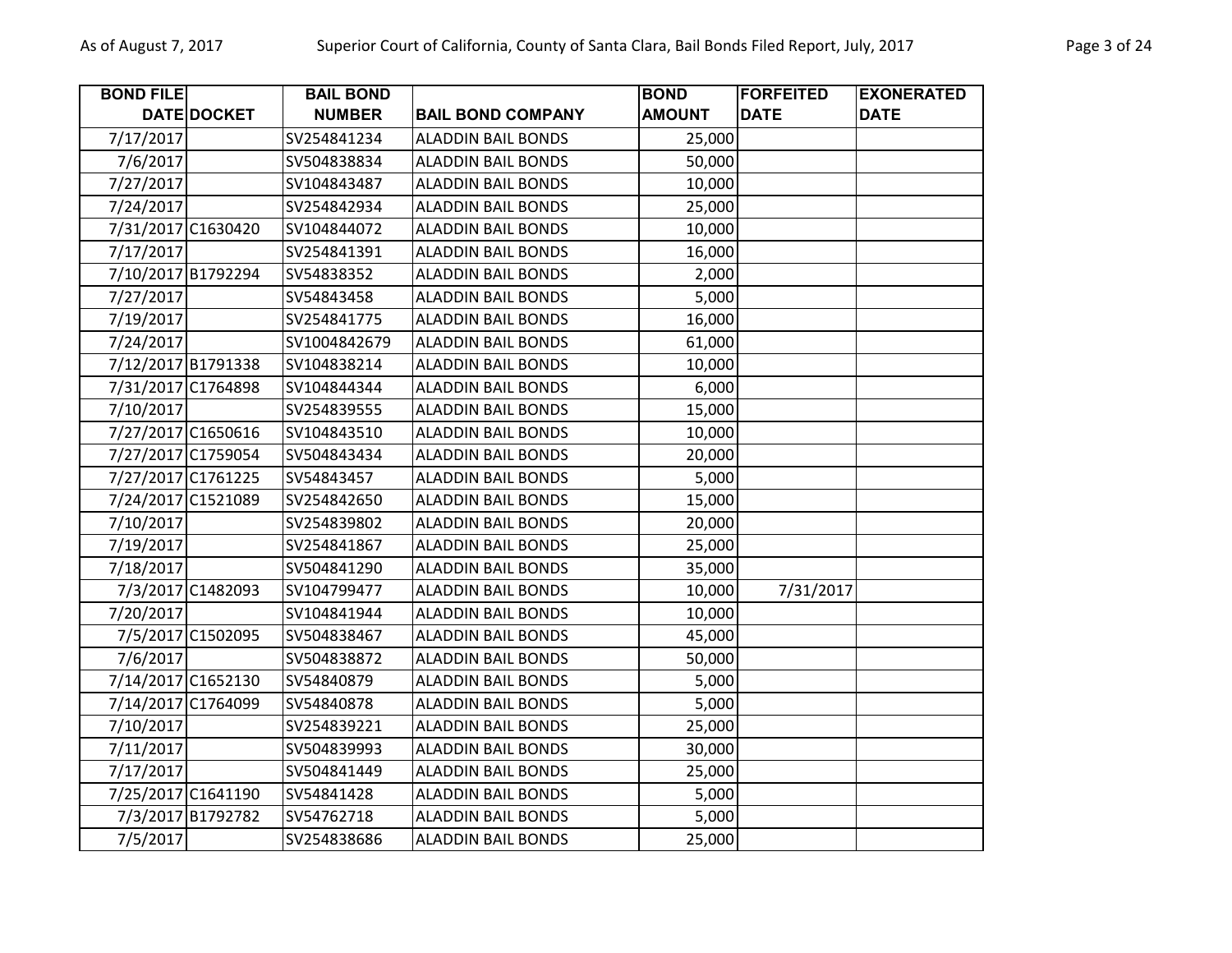| BOND FILE DATE | DOCKET | BAIL BOND NUMBER | BAIL BOND COMPANY | BOND AMOUNT | FORFEITED DATE | EXONERATED DATE |
|---|---|---|---|---|---|---|
| 7/17/2017 | | SV254841234 | ALADDIN BAIL BONDS | 25,000 | | |
| 7/6/2017 | | SV504838834 | ALADDIN BAIL BONDS | 50,000 | | |
| 7/27/2017 | | SV104843487 | ALADDIN BAIL BONDS | 10,000 | | |
| 7/24/2017 | | SV254842934 | ALADDIN BAIL BONDS | 25,000 | | |
| 7/31/2017 | C1630420 | SV104844072 | ALADDIN BAIL BONDS | 10,000 | | |
| 7/17/2017 | | SV254841391 | ALADDIN BAIL BONDS | 16,000 | | |
| 7/10/2017 | B1792294 | SV54838352 | ALADDIN BAIL BONDS | 2,000 | | |
| 7/27/2017 | | SV54843458 | ALADDIN BAIL BONDS | 5,000 | | |
| 7/19/2017 | | SV254841775 | ALADDIN BAIL BONDS | 16,000 | | |
| 7/24/2017 | | SV1004842679 | ALADDIN BAIL BONDS | 61,000 | | |
| 7/12/2017 | B1791338 | SV104838214 | ALADDIN BAIL BONDS | 10,000 | | |
| 7/31/2017 | C1764898 | SV104844344 | ALADDIN BAIL BONDS | 6,000 | | |
| 7/10/2017 | | SV254839555 | ALADDIN BAIL BONDS | 15,000 | | |
| 7/27/2017 | C1650616 | SV104843510 | ALADDIN BAIL BONDS | 10,000 | | |
| 7/27/2017 | C1759054 | SV504843434 | ALADDIN BAIL BONDS | 20,000 | | |
| 7/27/2017 | C1761225 | SV54843457 | ALADDIN BAIL BONDS | 5,000 | | |
| 7/24/2017 | C1521089 | SV254842650 | ALADDIN BAIL BONDS | 15,000 | | |
| 7/10/2017 | | SV254839802 | ALADDIN BAIL BONDS | 20,000 | | |
| 7/19/2017 | | SV254841867 | ALADDIN BAIL BONDS | 25,000 | | |
| 7/18/2017 | | SV504841290 | ALADDIN BAIL BONDS | 35,000 | | |
| 7/3/2017 | C1482093 | SV104799477 | ALADDIN BAIL BONDS | 10,000 | 7/31/2017 | |
| 7/20/2017 | | SV104841944 | ALADDIN BAIL BONDS | 10,000 | | |
| 7/5/2017 | C1502095 | SV504838467 | ALADDIN BAIL BONDS | 45,000 | | |
| 7/6/2017 | | SV504838872 | ALADDIN BAIL BONDS | 50,000 | | |
| 7/14/2017 | C1652130 | SV54840879 | ALADDIN BAIL BONDS | 5,000 | | |
| 7/14/2017 | C1764099 | SV54840878 | ALADDIN BAIL BONDS | 5,000 | | |
| 7/10/2017 | | SV254839221 | ALADDIN BAIL BONDS | 25,000 | | |
| 7/11/2017 | | SV504839993 | ALADDIN BAIL BONDS | 30,000 | | |
| 7/17/2017 | | SV504841449 | ALADDIN BAIL BONDS | 25,000 | | |
| 7/25/2017 | C1641190 | SV54841428 | ALADDIN BAIL BONDS | 5,000 | | |
| 7/3/2017 | B1792782 | SV54762718 | ALADDIN BAIL BONDS | 5,000 | | |
| 7/5/2017 | | SV254838686 | ALADDIN BAIL BONDS | 25,000 | | |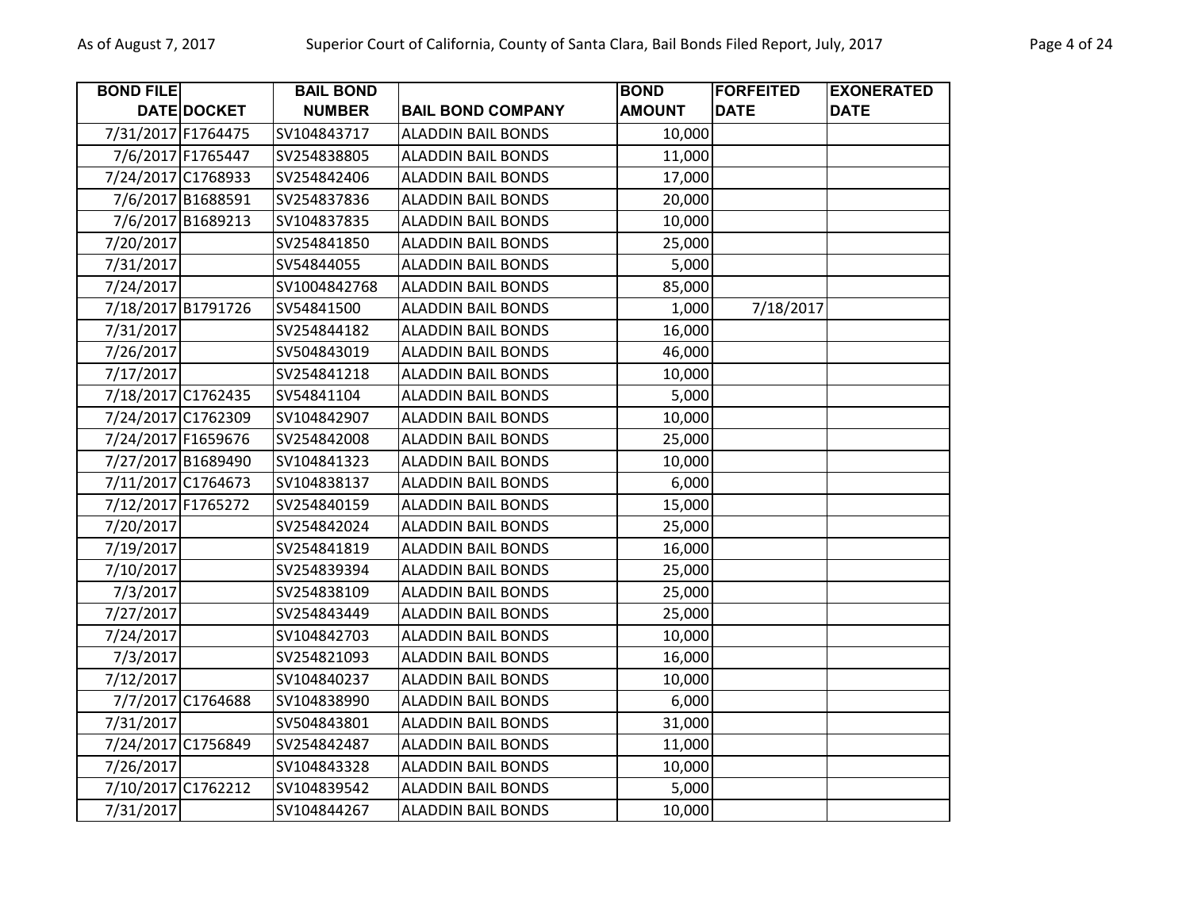| BOND FILE DATE | DOCKET | BAIL BOND NUMBER | BAIL BOND COMPANY | BOND AMOUNT | FORFEITED DATE | EXONERATED DATE |
|---|---|---|---|---|---|---|
| 7/31/2017 | F1764475 | SV104843717 | ALADDIN BAIL BONDS | 10,000 | | |
| 7/6/2017 | F1765447 | SV254838805 | ALADDIN BAIL BONDS | 11,000 | | |
| 7/24/2017 | C1768933 | SV254842406 | ALADDIN BAIL BONDS | 17,000 | | |
| 7/6/2017 | B1688591 | SV254837836 | ALADDIN BAIL BONDS | 20,000 | | |
| 7/6/2017 | B1689213 | SV104837835 | ALADDIN BAIL BONDS | 10,000 | | |
| 7/20/2017 | | SV254841850 | ALADDIN BAIL BONDS | 25,000 | | |
| 7/31/2017 | | SV54844055 | ALADDIN BAIL BONDS | 5,000 | | |
| 7/24/2017 | | SV1004842768 | ALADDIN BAIL BONDS | 85,000 | | |
| 7/18/2017 | B1791726 | SV54841500 | ALADDIN BAIL BONDS | 1,000 | 7/18/2017 | |
| 7/31/2017 | | SV254844182 | ALADDIN BAIL BONDS | 16,000 | | |
| 7/26/2017 | | SV504843019 | ALADDIN BAIL BONDS | 46,000 | | |
| 7/17/2017 | | SV254841218 | ALADDIN BAIL BONDS | 10,000 | | |
| 7/18/2017 | C1762435 | SV54841104 | ALADDIN BAIL BONDS | 5,000 | | |
| 7/24/2017 | C1762309 | SV104842907 | ALADDIN BAIL BONDS | 10,000 | | |
| 7/24/2017 | F1659676 | SV254842008 | ALADDIN BAIL BONDS | 25,000 | | |
| 7/27/2017 | B1689490 | SV104841323 | ALADDIN BAIL BONDS | 10,000 | | |
| 7/11/2017 | C1764673 | SV104838137 | ALADDIN BAIL BONDS | 6,000 | | |
| 7/12/2017 | F1765272 | SV254840159 | ALADDIN BAIL BONDS | 15,000 | | |
| 7/20/2017 | | SV254842024 | ALADDIN BAIL BONDS | 25,000 | | |
| 7/19/2017 | | SV254841819 | ALADDIN BAIL BONDS | 16,000 | | |
| 7/10/2017 | | SV254839394 | ALADDIN BAIL BONDS | 25,000 | | |
| 7/3/2017 | | SV254838109 | ALADDIN BAIL BONDS | 25,000 | | |
| 7/27/2017 | | SV254843449 | ALADDIN BAIL BONDS | 25,000 | | |
| 7/24/2017 | | SV104842703 | ALADDIN BAIL BONDS | 10,000 | | |
| 7/3/2017 | | SV254821093 | ALADDIN BAIL BONDS | 16,000 | | |
| 7/12/2017 | | SV104840237 | ALADDIN BAIL BONDS | 10,000 | | |
| 7/7/2017 | C1764688 | SV104838990 | ALADDIN BAIL BONDS | 6,000 | | |
| 7/31/2017 | | SV504843801 | ALADDIN BAIL BONDS | 31,000 | | |
| 7/24/2017 | C1756849 | SV254842487 | ALADDIN BAIL BONDS | 11,000 | | |
| 7/26/2017 | | SV104843328 | ALADDIN BAIL BONDS | 10,000 | | |
| 7/10/2017 | C1762212 | SV104839542 | ALADDIN BAIL BONDS | 5,000 | | |
| 7/31/2017 | | SV104844267 | ALADDIN BAIL BONDS | 10,000 | | |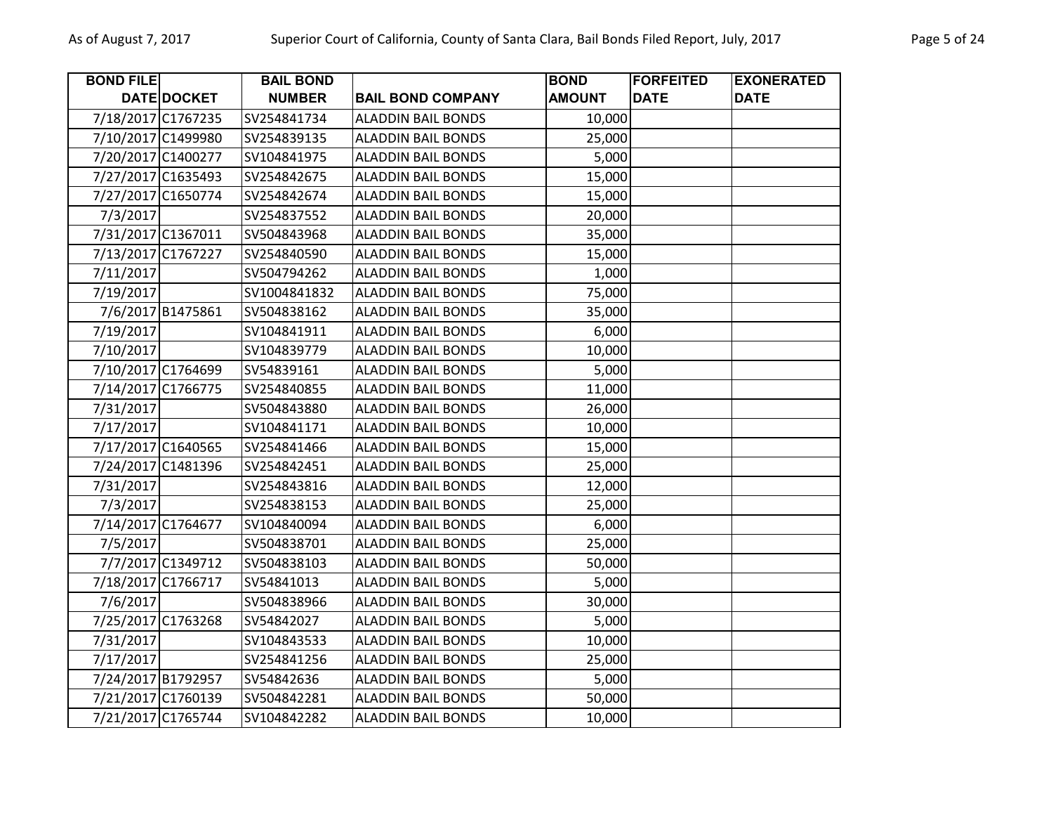| BOND FILE DATE | DOCKET | BAIL BOND NUMBER | BAIL BOND COMPANY | BOND AMOUNT | FORFEITED DATE | EXONERATED DATE |
|---|---|---|---|---|---|---|
| 7/18/2017 | C1767235 | SV254841734 | ALADDIN BAIL BONDS | 10,000 | | |
| 7/10/2017 | C1499980 | SV254839135 | ALADDIN BAIL BONDS | 25,000 | | |
| 7/20/2017 | C1400277 | SV104841975 | ALADDIN BAIL BONDS | 5,000 | | |
| 7/27/2017 | C1635493 | SV254842675 | ALADDIN BAIL BONDS | 15,000 | | |
| 7/27/2017 | C1650774 | SV254842674 | ALADDIN BAIL BONDS | 15,000 | | |
| 7/3/2017 | | SV254837552 | ALADDIN BAIL BONDS | 20,000 | | |
| 7/31/2017 | C1367011 | SV504843968 | ALADDIN BAIL BONDS | 35,000 | | |
| 7/13/2017 | C1767227 | SV254840590 | ALADDIN BAIL BONDS | 15,000 | | |
| 7/11/2017 | | SV504794262 | ALADDIN BAIL BONDS | 1,000 | | |
| 7/19/2017 | | SV1004841832 | ALADDIN BAIL BONDS | 75,000 | | |
| 7/6/2017 | B1475861 | SV504838162 | ALADDIN BAIL BONDS | 35,000 | | |
| 7/19/2017 | | SV104841911 | ALADDIN BAIL BONDS | 6,000 | | |
| 7/10/2017 | | SV104839779 | ALADDIN BAIL BONDS | 10,000 | | |
| 7/10/2017 | C1764699 | SV54839161 | ALADDIN BAIL BONDS | 5,000 | | |
| 7/14/2017 | C1766775 | SV254840855 | ALADDIN BAIL BONDS | 11,000 | | |
| 7/31/2017 | | SV504843880 | ALADDIN BAIL BONDS | 26,000 | | |
| 7/17/2017 | | SV104841171 | ALADDIN BAIL BONDS | 10,000 | | |
| 7/17/2017 | C1640565 | SV254841466 | ALADDIN BAIL BONDS | 15,000 | | |
| 7/24/2017 | C1481396 | SV254842451 | ALADDIN BAIL BONDS | 25,000 | | |
| 7/31/2017 | | SV254843816 | ALADDIN BAIL BONDS | 12,000 | | |
| 7/3/2017 | | SV254838153 | ALADDIN BAIL BONDS | 25,000 | | |
| 7/14/2017 | C1764677 | SV104840094 | ALADDIN BAIL BONDS | 6,000 | | |
| 7/5/2017 | | SV504838701 | ALADDIN BAIL BONDS | 25,000 | | |
| 7/7/2017 | C1349712 | SV504838103 | ALADDIN BAIL BONDS | 50,000 | | |
| 7/18/2017 | C1766717 | SV54841013 | ALADDIN BAIL BONDS | 5,000 | | |
| 7/6/2017 | | SV504838966 | ALADDIN BAIL BONDS | 30,000 | | |
| 7/25/2017 | C1763268 | SV54842027 | ALADDIN BAIL BONDS | 5,000 | | |
| 7/31/2017 | | SV104843533 | ALADDIN BAIL BONDS | 10,000 | | |
| 7/17/2017 | | SV254841256 | ALADDIN BAIL BONDS | 25,000 | | |
| 7/24/2017 | B1792957 | SV54842636 | ALADDIN BAIL BONDS | 5,000 | | |
| 7/21/2017 | C1760139 | SV504842281 | ALADDIN BAIL BONDS | 50,000 | | |
| 7/21/2017 | C1765744 | SV104842282 | ALADDIN BAIL BONDS | 10,000 | | |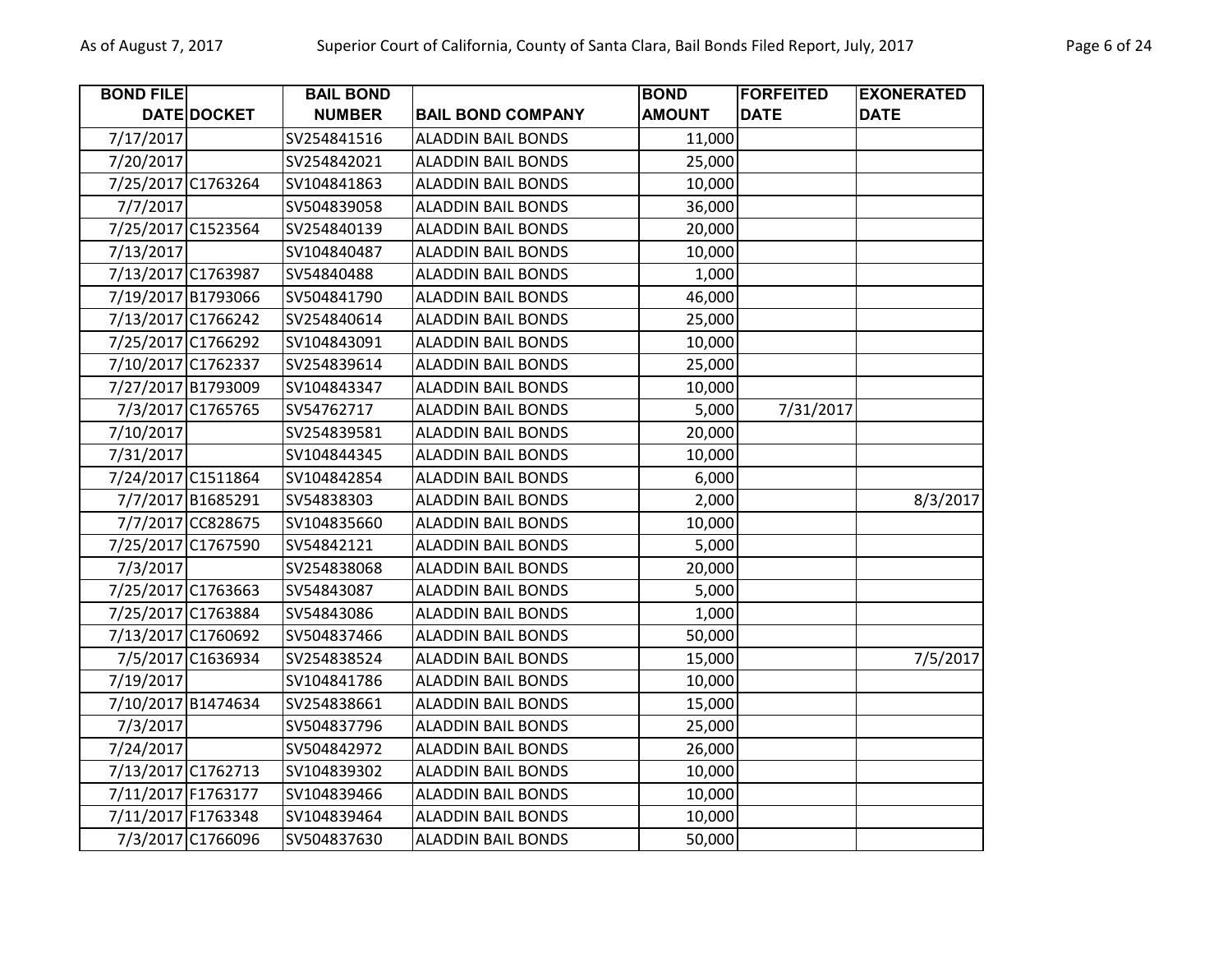| BOND FILE DATE | DOCKET | BAIL BOND NUMBER | BAIL BOND COMPANY | BOND AMOUNT | FORFEITED DATE | EXONERATED DATE |
|---|---|---|---|---|---|---|
| 7/17/2017 | | SV254841516 | ALADDIN BAIL BONDS | 11,000 | | |
| 7/20/2017 | | SV254842021 | ALADDIN BAIL BONDS | 25,000 | | |
| 7/25/2017 | C1763264 | SV104841863 | ALADDIN BAIL BONDS | 10,000 | | |
| 7/7/2017 | | SV504839058 | ALADDIN BAIL BONDS | 36,000 | | |
| 7/25/2017 | C1523564 | SV254840139 | ALADDIN BAIL BONDS | 20,000 | | |
| 7/13/2017 | | SV104840487 | ALADDIN BAIL BONDS | 10,000 | | |
| 7/13/2017 | C1763987 | SV54840488 | ALADDIN BAIL BONDS | 1,000 | | |
| 7/19/2017 | B1793066 | SV504841790 | ALADDIN BAIL BONDS | 46,000 | | |
| 7/13/2017 | C1766242 | SV254840614 | ALADDIN BAIL BONDS | 25,000 | | |
| 7/25/2017 | C1766292 | SV104843091 | ALADDIN BAIL BONDS | 10,000 | | |
| 7/10/2017 | C1762337 | SV254839614 | ALADDIN BAIL BONDS | 25,000 | | |
| 7/27/2017 | B1793009 | SV104843347 | ALADDIN BAIL BONDS | 10,000 | | |
| 7/3/2017 | C1765765 | SV54762717 | ALADDIN BAIL BONDS | 5,000 | 7/31/2017 | |
| 7/10/2017 | | SV254839581 | ALADDIN BAIL BONDS | 20,000 | | |
| 7/31/2017 | | SV104844345 | ALADDIN BAIL BONDS | 10,000 | | |
| 7/24/2017 | C1511864 | SV104842854 | ALADDIN BAIL BONDS | 6,000 | | |
| 7/7/2017 | B1685291 | SV54838303 | ALADDIN BAIL BONDS | 2,000 | | 8/3/2017 |
| 7/7/2017 | CC828675 | SV104835660 | ALADDIN BAIL BONDS | 10,000 | | |
| 7/25/2017 | C1767590 | SV54842121 | ALADDIN BAIL BONDS | 5,000 | | |
| 7/3/2017 | | SV254838068 | ALADDIN BAIL BONDS | 20,000 | | |
| 7/25/2017 | C1763663 | SV54843087 | ALADDIN BAIL BONDS | 5,000 | | |
| 7/25/2017 | C1763884 | SV54843086 | ALADDIN BAIL BONDS | 1,000 | | |
| 7/13/2017 | C1760692 | SV504837466 | ALADDIN BAIL BONDS | 50,000 | | |
| 7/5/2017 | C1636934 | SV254838524 | ALADDIN BAIL BONDS | 15,000 | | 7/5/2017 |
| 7/19/2017 | | SV104841786 | ALADDIN BAIL BONDS | 10,000 | | |
| 7/10/2017 | B1474634 | SV254838661 | ALADDIN BAIL BONDS | 15,000 | | |
| 7/3/2017 | | SV504837796 | ALADDIN BAIL BONDS | 25,000 | | |
| 7/24/2017 | | SV504842972 | ALADDIN BAIL BONDS | 26,000 | | |
| 7/13/2017 | C1762713 | SV104839302 | ALADDIN BAIL BONDS | 10,000 | | |
| 7/11/2017 | F1763177 | SV104839466 | ALADDIN BAIL BONDS | 10,000 | | |
| 7/11/2017 | F1763348 | SV104839464 | ALADDIN BAIL BONDS | 10,000 | | |
| 7/3/2017 | C1766096 | SV504837630 | ALADDIN BAIL BONDS | 50,000 | | |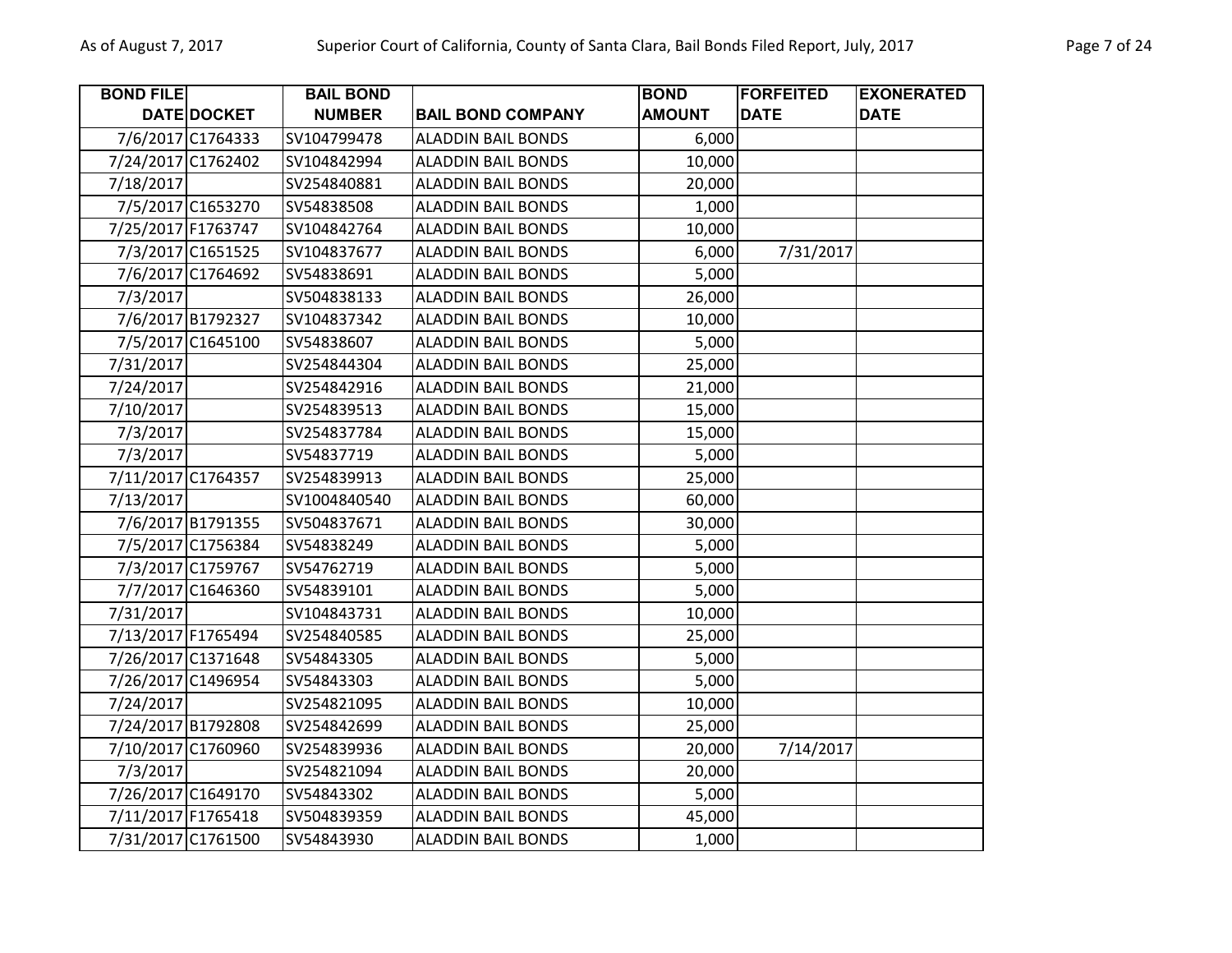| BOND FILE DATE | DOCKET | BAIL BOND NUMBER | BAIL BOND COMPANY | BOND AMOUNT | FORFEITED DATE | EXONERATED DATE |
|---|---|---|---|---|---|---|
| 7/6/2017 | C1764333 | SV104799478 | ALADDIN BAIL BONDS | 6,000 | | |
| 7/24/2017 | C1762402 | SV104842994 | ALADDIN BAIL BONDS | 10,000 | | |
| 7/18/2017 | | SV254840881 | ALADDIN BAIL BONDS | 20,000 | | |
| 7/5/2017 | C1653270 | SV54838508 | ALADDIN BAIL BONDS | 1,000 | | |
| 7/25/2017 | F1763747 | SV104842764 | ALADDIN BAIL BONDS | 10,000 | | |
| 7/3/2017 | C1651525 | SV104837677 | ALADDIN BAIL BONDS | 6,000 | 7/31/2017 | |
| 7/6/2017 | C1764692 | SV54838691 | ALADDIN BAIL BONDS | 5,000 | | |
| 7/3/2017 | | SV504838133 | ALADDIN BAIL BONDS | 26,000 | | |
| 7/6/2017 | B1792327 | SV104837342 | ALADDIN BAIL BONDS | 10,000 | | |
| 7/5/2017 | C1645100 | SV54838607 | ALADDIN BAIL BONDS | 5,000 | | |
| 7/31/2017 | | SV254844304 | ALADDIN BAIL BONDS | 25,000 | | |
| 7/24/2017 | | SV254842916 | ALADDIN BAIL BONDS | 21,000 | | |
| 7/10/2017 | | SV254839513 | ALADDIN BAIL BONDS | 15,000 | | |
| 7/3/2017 | | SV254837784 | ALADDIN BAIL BONDS | 15,000 | | |
| 7/3/2017 | | SV54837719 | ALADDIN BAIL BONDS | 5,000 | | |
| 7/11/2017 | C1764357 | SV254839913 | ALADDIN BAIL BONDS | 25,000 | | |
| 7/13/2017 | | SV1004840540 | ALADDIN BAIL BONDS | 60,000 | | |
| 7/6/2017 | B1791355 | SV504837671 | ALADDIN BAIL BONDS | 30,000 | | |
| 7/5/2017 | C1756384 | SV54838249 | ALADDIN BAIL BONDS | 5,000 | | |
| 7/3/2017 | C1759767 | SV54762719 | ALADDIN BAIL BONDS | 5,000 | | |
| 7/7/2017 | C1646360 | SV54839101 | ALADDIN BAIL BONDS | 5,000 | | |
| 7/31/2017 | | SV104843731 | ALADDIN BAIL BONDS | 10,000 | | |
| 7/13/2017 | F1765494 | SV254840585 | ALADDIN BAIL BONDS | 25,000 | | |
| 7/26/2017 | C1371648 | SV54843305 | ALADDIN BAIL BONDS | 5,000 | | |
| 7/26/2017 | C1496954 | SV54843303 | ALADDIN BAIL BONDS | 5,000 | | |
| 7/24/2017 | | SV254821095 | ALADDIN BAIL BONDS | 10,000 | | |
| 7/24/2017 | B1792808 | SV254842699 | ALADDIN BAIL BONDS | 25,000 | | |
| 7/10/2017 | C1760960 | SV254839936 | ALADDIN BAIL BONDS | 20,000 | 7/14/2017 | |
| 7/3/2017 | | SV254821094 | ALADDIN BAIL BONDS | 20,000 | | |
| 7/26/2017 | C1649170 | SV54843302 | ALADDIN BAIL BONDS | 5,000 | | |
| 7/11/2017 | F1765418 | SV504839359 | ALADDIN BAIL BONDS | 45,000 | | |
| 7/31/2017 | C1761500 | SV54843930 | ALADDIN BAIL BONDS | 1,000 | | |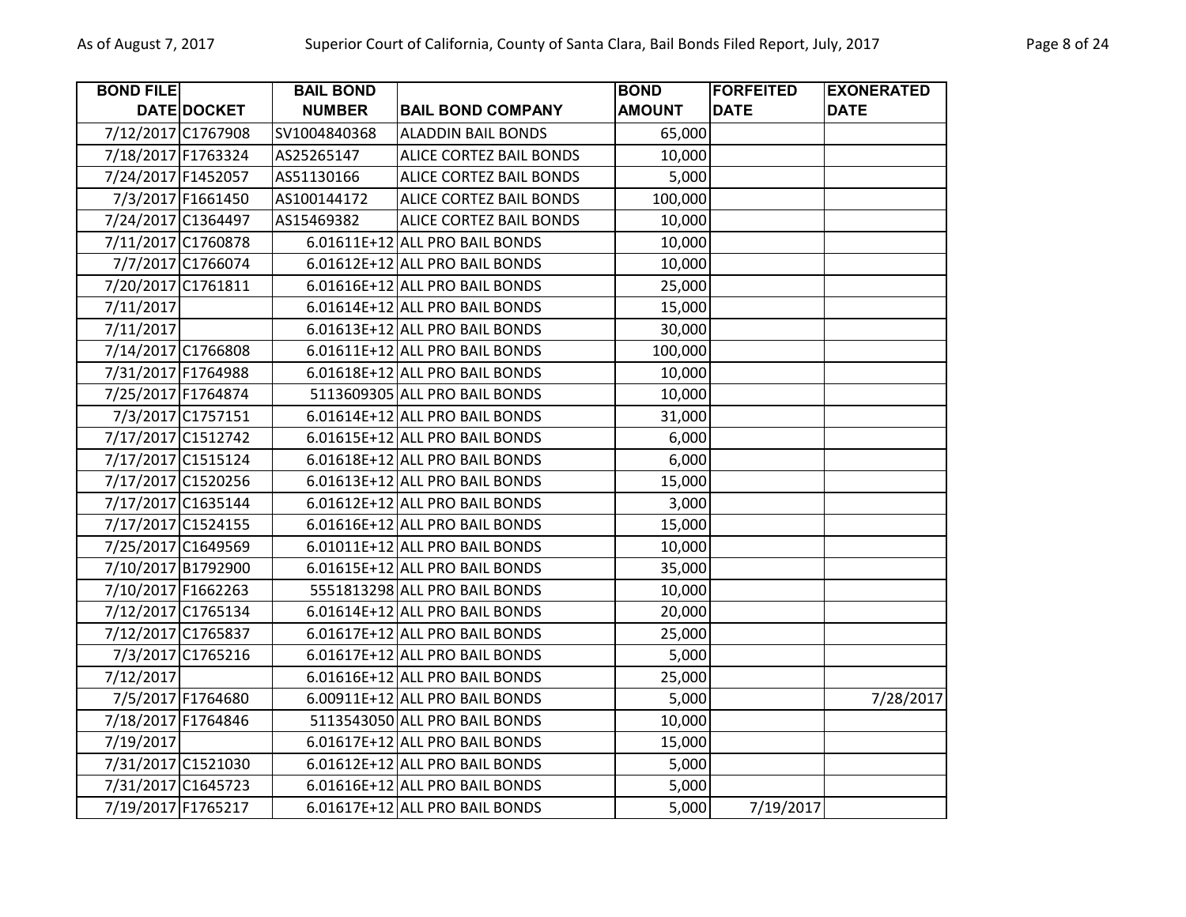| BOND FILE DATE | DOCKET | BAIL BOND NUMBER | BAIL BOND COMPANY | BOND AMOUNT | FORFEITED DATE | EXONERATED DATE |
|---|---|---|---|---|---|---|
| 7/12/2017 | C1767908 | SV1004840368 | ALADDIN BAIL BONDS | 65,000 | | |
| 7/18/2017 | F1763324 | AS25265147 | ALICE CORTEZ BAIL BONDS | 10,000 | | |
| 7/24/2017 | F1452057 | AS51130166 | ALICE CORTEZ BAIL BONDS | 5,000 | | |
| 7/3/2017 | F1661450 | AS100144172 | ALICE CORTEZ BAIL BONDS | 100,000 | | |
| 7/24/2017 | C1364497 | AS15469382 | ALICE CORTEZ BAIL BONDS | 10,000 | | |
| 7/11/2017 | C1760878 | 6.01611E+12 | ALL PRO BAIL BONDS | 10,000 | | |
| 7/7/2017 | C1766074 | 6.01612E+12 | ALL PRO BAIL BONDS | 10,000 | | |
| 7/20/2017 | C1761811 | 6.01616E+12 | ALL PRO BAIL BONDS | 25,000 | | |
| 7/11/2017 | | 6.01614E+12 | ALL PRO BAIL BONDS | 15,000 | | |
| 7/11/2017 | | 6.01613E+12 | ALL PRO BAIL BONDS | 30,000 | | |
| 7/14/2017 | C1766808 | 6.01611E+12 | ALL PRO BAIL BONDS | 100,000 | | |
| 7/31/2017 | F1764988 | 6.01618E+12 | ALL PRO BAIL BONDS | 10,000 | | |
| 7/25/2017 | F1764874 | 5113609305 | ALL PRO BAIL BONDS | 10,000 | | |
| 7/3/2017 | C1757151 | 6.01614E+12 | ALL PRO BAIL BONDS | 31,000 | | |
| 7/17/2017 | C1512742 | 6.01615E+12 | ALL PRO BAIL BONDS | 6,000 | | |
| 7/17/2017 | C1515124 | 6.01618E+12 | ALL PRO BAIL BONDS | 6,000 | | |
| 7/17/2017 | C1520256 | 6.01613E+12 | ALL PRO BAIL BONDS | 15,000 | | |
| 7/17/2017 | C1635144 | 6.01612E+12 | ALL PRO BAIL BONDS | 3,000 | | |
| 7/17/2017 | C1524155 | 6.01616E+12 | ALL PRO BAIL BONDS | 15,000 | | |
| 7/25/2017 | C1649569 | 6.01011E+12 | ALL PRO BAIL BONDS | 10,000 | | |
| 7/10/2017 | B1792900 | 6.01615E+12 | ALL PRO BAIL BONDS | 35,000 | | |
| 7/10/2017 | F1662263 | 5551813298 | ALL PRO BAIL BONDS | 10,000 | | |
| 7/12/2017 | C1765134 | 6.01614E+12 | ALL PRO BAIL BONDS | 20,000 | | |
| 7/12/2017 | C1765837 | 6.01617E+12 | ALL PRO BAIL BONDS | 25,000 | | |
| 7/3/2017 | C1765216 | 6.01617E+12 | ALL PRO BAIL BONDS | 5,000 | | |
| 7/12/2017 | | 6.01616E+12 | ALL PRO BAIL BONDS | 25,000 | | |
| 7/5/2017 | F1764680 | 6.00911E+12 | ALL PRO BAIL BONDS | 5,000 | | 7/28/2017 |
| 7/18/2017 | F1764846 | 5113543050 | ALL PRO BAIL BONDS | 10,000 | | |
| 7/19/2017 | | 6.01617E+12 | ALL PRO BAIL BONDS | 15,000 | | |
| 7/31/2017 | C1521030 | 6.01612E+12 | ALL PRO BAIL BONDS | 5,000 | | |
| 7/31/2017 | C1645723 | 6.01616E+12 | ALL PRO BAIL BONDS | 5,000 | | |
| 7/19/2017 | F1765217 | 6.01617E+12 | ALL PRO BAIL BONDS | 5,000 | 7/19/2017 | |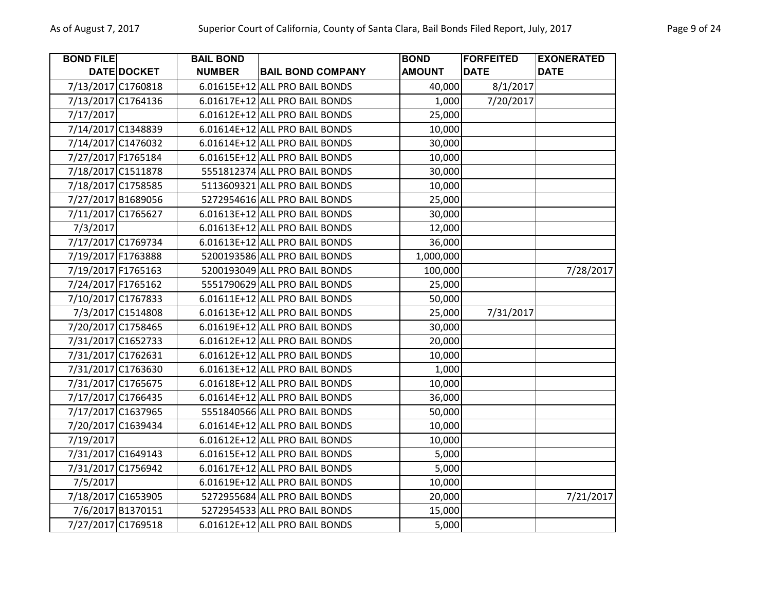| BOND FILE DATE | DOCKET | BAIL BOND NUMBER | BAIL BOND COMPANY | BOND AMOUNT | FORFEITED DATE | EXONERATED DATE |
|---|---|---|---|---|---|---|
| 7/13/2017 | C1760818 | 6.01615E+12 | ALL PRO BAIL BONDS | 40,000 | 8/1/2017 | |
| 7/13/2017 | C1764136 | 6.01617E+12 | ALL PRO BAIL BONDS | 1,000 | 7/20/2017 | |
| 7/17/2017 | | 6.01612E+12 | ALL PRO BAIL BONDS | 25,000 | | |
| 7/14/2017 | C1348839 | 6.01614E+12 | ALL PRO BAIL BONDS | 10,000 | | |
| 7/14/2017 | C1476032 | 6.01614E+12 | ALL PRO BAIL BONDS | 30,000 | | |
| 7/27/2017 | F1765184 | 6.01615E+12 | ALL PRO BAIL BONDS | 10,000 | | |
| 7/18/2017 | C1511878 | 5551812374 | ALL PRO BAIL BONDS | 30,000 | | |
| 7/18/2017 | C1758585 | 5113609321 | ALL PRO BAIL BONDS | 10,000 | | |
| 7/27/2017 | B1689056 | 5272954616 | ALL PRO BAIL BONDS | 25,000 | | |
| 7/11/2017 | C1765627 | 6.01613E+12 | ALL PRO BAIL BONDS | 30,000 | | |
| 7/3/2017 | | 6.01613E+12 | ALL PRO BAIL BONDS | 12,000 | | |
| 7/17/2017 | C1769734 | 6.01613E+12 | ALL PRO BAIL BONDS | 36,000 | | |
| 7/19/2017 | F1763888 | 5200193586 | ALL PRO BAIL BONDS | 1,000,000 | | |
| 7/19/2017 | F1765163 | 5200193049 | ALL PRO BAIL BONDS | 100,000 | | 7/28/2017 |
| 7/24/2017 | F1765162 | 5551790629 | ALL PRO BAIL BONDS | 25,000 | | |
| 7/10/2017 | C1767833 | 6.01611E+12 | ALL PRO BAIL BONDS | 50,000 | | |
| 7/3/2017 | C1514808 | 6.01613E+12 | ALL PRO BAIL BONDS | 25,000 | 7/31/2017 | |
| 7/20/2017 | C1758465 | 6.01619E+12 | ALL PRO BAIL BONDS | 30,000 | | |
| 7/31/2017 | C1652733 | 6.01612E+12 | ALL PRO BAIL BONDS | 20,000 | | |
| 7/31/2017 | C1762631 | 6.01612E+12 | ALL PRO BAIL BONDS | 10,000 | | |
| 7/31/2017 | C1763630 | 6.01613E+12 | ALL PRO BAIL BONDS | 1,000 | | |
| 7/31/2017 | C1765675 | 6.01618E+12 | ALL PRO BAIL BONDS | 10,000 | | |
| 7/17/2017 | C1766435 | 6.01614E+12 | ALL PRO BAIL BONDS | 36,000 | | |
| 7/17/2017 | C1637965 | 5551840566 | ALL PRO BAIL BONDS | 50,000 | | |
| 7/20/2017 | C1639434 | 6.01614E+12 | ALL PRO BAIL BONDS | 10,000 | | |
| 7/19/2017 | | 6.01612E+12 | ALL PRO BAIL BONDS | 10,000 | | |
| 7/31/2017 | C1649143 | 6.01615E+12 | ALL PRO BAIL BONDS | 5,000 | | |
| 7/31/2017 | C1756942 | 6.01617E+12 | ALL PRO BAIL BONDS | 5,000 | | |
| 7/5/2017 | | 6.01619E+12 | ALL PRO BAIL BONDS | 10,000 | | |
| 7/18/2017 | C1653905 | 5272955684 | ALL PRO BAIL BONDS | 20,000 | | 7/21/2017 |
| 7/6/2017 | B1370151 | 5272954533 | ALL PRO BAIL BONDS | 15,000 | | |
| 7/27/2017 | C1769518 | 6.01612E+12 | ALL PRO BAIL BONDS | 5,000 | | |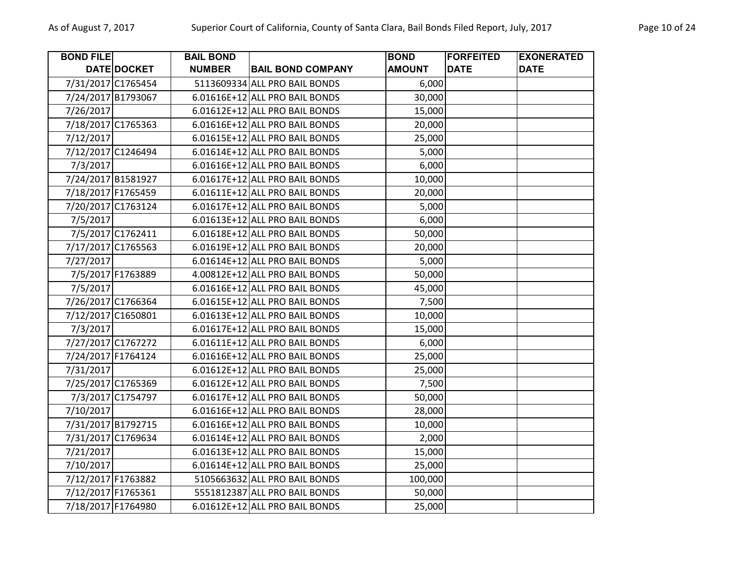| BOND FILE DATE | DOCKET | BAIL BOND NUMBER | BAIL BOND COMPANY | BOND AMOUNT | FORFEITED DATE | EXONERATED DATE |
|---|---|---|---|---|---|---|
| 7/31/2017 | C1765454 | 5113609334 | ALL PRO BAIL BONDS | 6,000 | | |
| 7/24/2017 | B1793067 | 6.01616E+12 | ALL PRO BAIL BONDS | 30,000 | | |
| 7/26/2017 | | 6.01612E+12 | ALL PRO BAIL BONDS | 15,000 | | |
| 7/18/2017 | C1765363 | 6.01616E+12 | ALL PRO BAIL BONDS | 20,000 | | |
| 7/12/2017 | | 6.01615E+12 | ALL PRO BAIL BONDS | 25,000 | | |
| 7/12/2017 | C1246494 | 6.01614E+12 | ALL PRO BAIL BONDS | 5,000 | | |
| 7/3/2017 | | 6.01616E+12 | ALL PRO BAIL BONDS | 6,000 | | |
| 7/24/2017 | B1581927 | 6.01617E+12 | ALL PRO BAIL BONDS | 10,000 | | |
| 7/18/2017 | F1765459 | 6.01611E+12 | ALL PRO BAIL BONDS | 20,000 | | |
| 7/20/2017 | C1763124 | 6.01617E+12 | ALL PRO BAIL BONDS | 5,000 | | |
| 7/5/2017 | | 6.01613E+12 | ALL PRO BAIL BONDS | 6,000 | | |
| 7/5/2017 | C1762411 | 6.01618E+12 | ALL PRO BAIL BONDS | 50,000 | | |
| 7/17/2017 | C1765563 | 6.01619E+12 | ALL PRO BAIL BONDS | 20,000 | | |
| 7/27/2017 | | 6.01614E+12 | ALL PRO BAIL BONDS | 5,000 | | |
| 7/5/2017 | F1763889 | 4.00812E+12 | ALL PRO BAIL BONDS | 50,000 | | |
| 7/5/2017 | | 6.01616E+12 | ALL PRO BAIL BONDS | 45,000 | | |
| 7/26/2017 | C1766364 | 6.01615E+12 | ALL PRO BAIL BONDS | 7,500 | | |
| 7/12/2017 | C1650801 | 6.01613E+12 | ALL PRO BAIL BONDS | 10,000 | | |
| 7/3/2017 | | 6.01617E+12 | ALL PRO BAIL BONDS | 15,000 | | |
| 7/27/2017 | C1767272 | 6.01611E+12 | ALL PRO BAIL BONDS | 6,000 | | |
| 7/24/2017 | F1764124 | 6.01616E+12 | ALL PRO BAIL BONDS | 25,000 | | |
| 7/31/2017 | | 6.01612E+12 | ALL PRO BAIL BONDS | 25,000 | | |
| 7/25/2017 | C1765369 | 6.01612E+12 | ALL PRO BAIL BONDS | 7,500 | | |
| 7/3/2017 | C1754797 | 6.01617E+12 | ALL PRO BAIL BONDS | 50,000 | | |
| 7/10/2017 | | 6.01616E+12 | ALL PRO BAIL BONDS | 28,000 | | |
| 7/31/2017 | B1792715 | 6.01616E+12 | ALL PRO BAIL BONDS | 10,000 | | |
| 7/31/2017 | C1769634 | 6.01614E+12 | ALL PRO BAIL BONDS | 2,000 | | |
| 7/21/2017 | | 6.01613E+12 | ALL PRO BAIL BONDS | 15,000 | | |
| 7/10/2017 | | 6.01614E+12 | ALL PRO BAIL BONDS | 25,000 | | |
| 7/12/2017 | F1763882 | 5105663632 | ALL PRO BAIL BONDS | 100,000 | | |
| 7/12/2017 | F1765361 | 5551812387 | ALL PRO BAIL BONDS | 50,000 | | |
| 7/18/2017 | F1764980 | 6.01612E+12 | ALL PRO BAIL BONDS | 25,000 | | |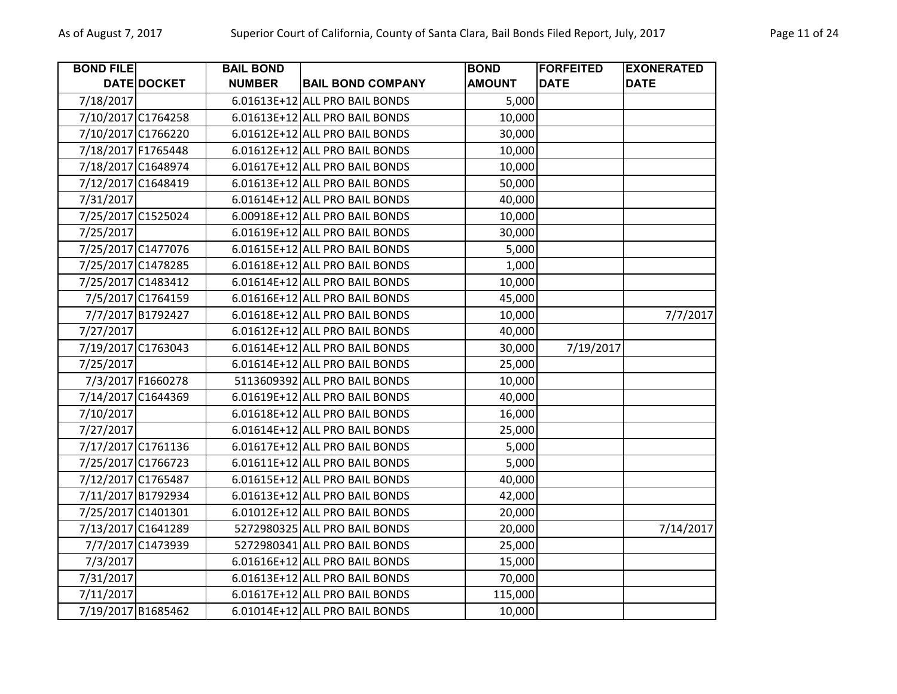| BOND FILE DATE | DOCKET | BAIL BOND NUMBER | BAIL BOND COMPANY | BOND AMOUNT | FORFEITED DATE | EXONERATED DATE |
|---|---|---|---|---|---|---|
| 7/18/2017 | | 6.01613E+12 | ALL PRO BAIL BONDS | 5,000 | | |
| 7/10/2017 | C1764258 | 6.01613E+12 | ALL PRO BAIL BONDS | 10,000 | | |
| 7/10/2017 | C1766220 | 6.01612E+12 | ALL PRO BAIL BONDS | 30,000 | | |
| 7/18/2017 | F1765448 | 6.01612E+12 | ALL PRO BAIL BONDS | 10,000 | | |
| 7/18/2017 | C1648974 | 6.01617E+12 | ALL PRO BAIL BONDS | 10,000 | | |
| 7/12/2017 | C1648419 | 6.01613E+12 | ALL PRO BAIL BONDS | 50,000 | | |
| 7/31/2017 | | 6.01614E+12 | ALL PRO BAIL BONDS | 40,000 | | |
| 7/25/2017 | C1525024 | 6.00918E+12 | ALL PRO BAIL BONDS | 10,000 | | |
| 7/25/2017 | | 6.01619E+12 | ALL PRO BAIL BONDS | 30,000 | | |
| 7/25/2017 | C1477076 | 6.01615E+12 | ALL PRO BAIL BONDS | 5,000 | | |
| 7/25/2017 | C1478285 | 6.01618E+12 | ALL PRO BAIL BONDS | 1,000 | | |
| 7/25/2017 | C1483412 | 6.01614E+12 | ALL PRO BAIL BONDS | 10,000 | | |
| 7/5/2017 | C1764159 | 6.01616E+12 | ALL PRO BAIL BONDS | 45,000 | | |
| 7/7/2017 | B1792427 | 6.01618E+12 | ALL PRO BAIL BONDS | 10,000 | | 7/7/2017 |
| 7/27/2017 | | 6.01612E+12 | ALL PRO BAIL BONDS | 40,000 | | |
| 7/19/2017 | C1763043 | 6.01614E+12 | ALL PRO BAIL BONDS | 30,000 | 7/19/2017 | |
| 7/25/2017 | | 6.01614E+12 | ALL PRO BAIL BONDS | 25,000 | | |
| 7/3/2017 | F1660278 | 5113609392 | ALL PRO BAIL BONDS | 10,000 | | |
| 7/14/2017 | C1644369 | 6.01619E+12 | ALL PRO BAIL BONDS | 40,000 | | |
| 7/10/2017 | | 6.01618E+12 | ALL PRO BAIL BONDS | 16,000 | | |
| 7/27/2017 | | 6.01614E+12 | ALL PRO BAIL BONDS | 25,000 | | |
| 7/17/2017 | C1761136 | 6.01617E+12 | ALL PRO BAIL BONDS | 5,000 | | |
| 7/25/2017 | C1766723 | 6.01611E+12 | ALL PRO BAIL BONDS | 5,000 | | |
| 7/12/2017 | C1765487 | 6.01615E+12 | ALL PRO BAIL BONDS | 40,000 | | |
| 7/11/2017 | B1792934 | 6.01613E+12 | ALL PRO BAIL BONDS | 42,000 | | |
| 7/25/2017 | C1401301 | 6.01012E+12 | ALL PRO BAIL BONDS | 20,000 | | |
| 7/13/2017 | C1641289 | 5272980325 | ALL PRO BAIL BONDS | 20,000 | | 7/14/2017 |
| 7/7/2017 | C1473939 | 5272980341 | ALL PRO BAIL BONDS | 25,000 | | |
| 7/3/2017 | | 6.01616E+12 | ALL PRO BAIL BONDS | 15,000 | | |
| 7/31/2017 | | 6.01613E+12 | ALL PRO BAIL BONDS | 70,000 | | |
| 7/11/2017 | | 6.01617E+12 | ALL PRO BAIL BONDS | 115,000 | | |
| 7/19/2017 | B1685462 | 6.01014E+12 | ALL PRO BAIL BONDS | 10,000 | | |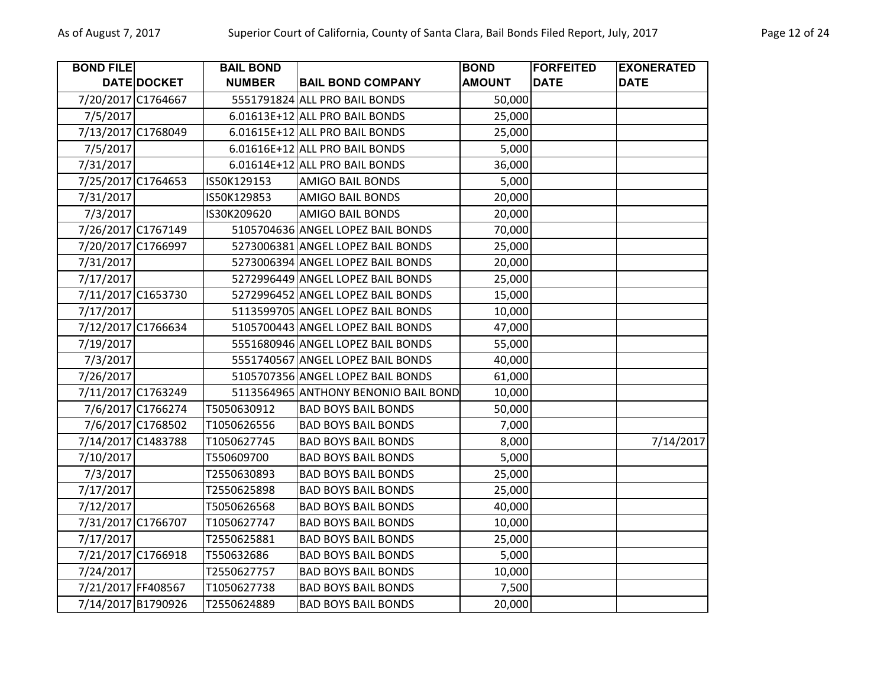| BOND FILE DATE | DOCKET | BAIL BOND NUMBER | BAIL BOND COMPANY | BOND AMOUNT | FORFEITED DATE | EXONERATED DATE |
|---|---|---|---|---|---|---|
| 7/20/2017 | C1764667 | 5551791824 | ALL PRO BAIL BONDS | 50,000 | | |
| 7/5/2017 | | 6.01613E+12 | ALL PRO BAIL BONDS | 25,000 | | |
| 7/13/2017 | C1768049 | 6.01615E+12 | ALL PRO BAIL BONDS | 25,000 | | |
| 7/5/2017 | | 6.01616E+12 | ALL PRO BAIL BONDS | 5,000 | | |
| 7/31/2017 | | 6.01614E+12 | ALL PRO BAIL BONDS | 36,000 | | |
| 7/25/2017 | C1764653 | IS50K129153 | AMIGO BAIL BONDS | 5,000 | | |
| 7/31/2017 | | IS50K129853 | AMIGO BAIL BONDS | 20,000 | | |
| 7/3/2017 | | IS30K209620 | AMIGO BAIL BONDS | 20,000 | | |
| 7/26/2017 | C1767149 | 5105704636 | ANGEL LOPEZ BAIL BONDS | 70,000 | | |
| 7/20/2017 | C1766997 | 5273006381 | ANGEL LOPEZ BAIL BONDS | 25,000 | | |
| 7/31/2017 | | 5273006394 | ANGEL LOPEZ BAIL BONDS | 20,000 | | |
| 7/17/2017 | | 5272996449 | ANGEL LOPEZ BAIL BONDS | 25,000 | | |
| 7/11/2017 | C1653730 | 5272996452 | ANGEL LOPEZ BAIL BONDS | 15,000 | | |
| 7/17/2017 | | 5113599705 | ANGEL LOPEZ BAIL BONDS | 10,000 | | |
| 7/12/2017 | C1766634 | 5105700443 | ANGEL LOPEZ BAIL BONDS | 47,000 | | |
| 7/19/2017 | | 5551680946 | ANGEL LOPEZ BAIL BONDS | 55,000 | | |
| 7/3/2017 | | 5551740567 | ANGEL LOPEZ BAIL BONDS | 40,000 | | |
| 7/26/2017 | | 5105707356 | ANGEL LOPEZ BAIL BONDS | 61,000 | | |
| 7/11/2017 | C1763249 | 5113564965 | ANTHONY BENONIO BAIL BOND | 10,000 | | |
| 7/6/2017 | C1766274 | T5050630912 | BAD BOYS BAIL BONDS | 50,000 | | |
| 7/6/2017 | C1768502 | T1050626556 | BAD BOYS BAIL BONDS | 7,000 | | |
| 7/14/2017 | C1483788 | T1050627745 | BAD BOYS BAIL BONDS | 8,000 | | 7/14/2017 |
| 7/10/2017 | | T550609700 | BAD BOYS BAIL BONDS | 5,000 | | |
| 7/3/2017 | | T2550630893 | BAD BOYS BAIL BONDS | 25,000 | | |
| 7/17/2017 | | T2550625898 | BAD BOYS BAIL BONDS | 25,000 | | |
| 7/12/2017 | | T5050626568 | BAD BOYS BAIL BONDS | 40,000 | | |
| 7/31/2017 | C1766707 | T1050627747 | BAD BOYS BAIL BONDS | 10,000 | | |
| 7/17/2017 | | T2550625881 | BAD BOYS BAIL BONDS | 25,000 | | |
| 7/21/2017 | C1766918 | T550632686 | BAD BOYS BAIL BONDS | 5,000 | | |
| 7/24/2017 | | T2550627757 | BAD BOYS BAIL BONDS | 10,000 | | |
| 7/21/2017 | FF408567 | T1050627738 | BAD BOYS BAIL BONDS | 7,500 | | |
| 7/14/2017 | B1790926 | T2550624889 | BAD BOYS BAIL BONDS | 20,000 | | |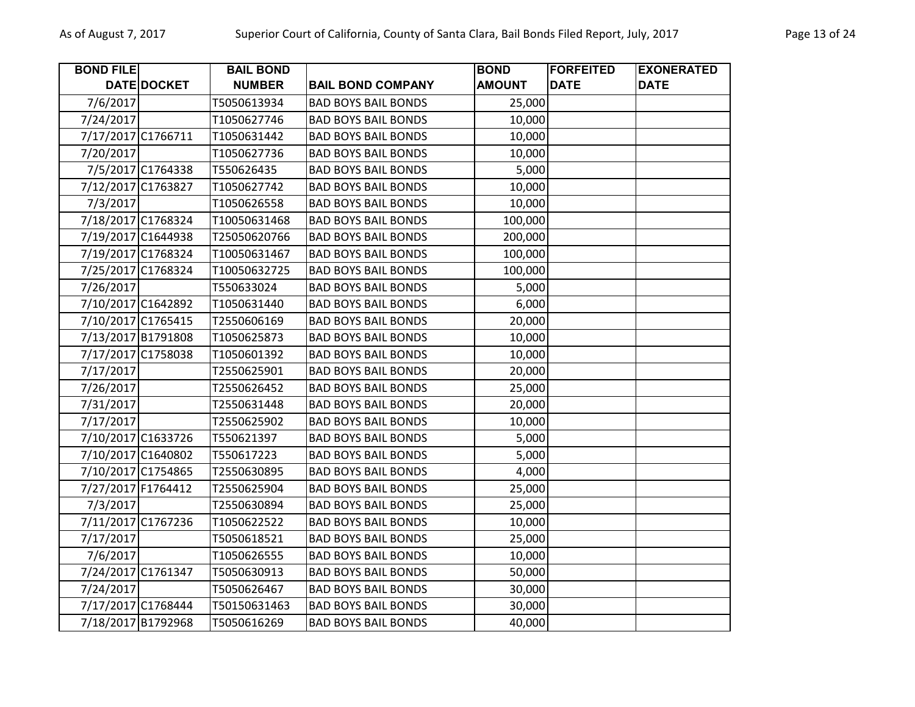| BOND FILE DATE | DOCKET | BAIL BOND NUMBER | BAIL BOND COMPANY | BOND AMOUNT | FORFEITED DATE | EXONERATED DATE |
|---|---|---|---|---|---|---|
| 7/6/2017 | | T5050613934 | BAD BOYS BAIL BONDS | 25,000 | | |
| 7/24/2017 | | T1050627746 | BAD BOYS BAIL BONDS | 10,000 | | |
| 7/17/2017 | C1766711 | T1050631442 | BAD BOYS BAIL BONDS | 10,000 | | |
| 7/20/2017 | | T1050627736 | BAD BOYS BAIL BONDS | 10,000 | | |
| 7/5/2017 | C1764338 | T550626435 | BAD BOYS BAIL BONDS | 5,000 | | |
| 7/12/2017 | C1763827 | T1050627742 | BAD BOYS BAIL BONDS | 10,000 | | |
| 7/3/2017 | | T1050626558 | BAD BOYS BAIL BONDS | 10,000 | | |
| 7/18/2017 | C1768324 | T10050631468 | BAD BOYS BAIL BONDS | 100,000 | | |
| 7/19/2017 | C1644938 | T25050620766 | BAD BOYS BAIL BONDS | 200,000 | | |
| 7/19/2017 | C1768324 | T10050631467 | BAD BOYS BAIL BONDS | 100,000 | | |
| 7/25/2017 | C1768324 | T10050632725 | BAD BOYS BAIL BONDS | 100,000 | | |
| 7/26/2017 | | T550633024 | BAD BOYS BAIL BONDS | 5,000 | | |
| 7/10/2017 | C1642892 | T1050631440 | BAD BOYS BAIL BONDS | 6,000 | | |
| 7/10/2017 | C1765415 | T2550606169 | BAD BOYS BAIL BONDS | 20,000 | | |
| 7/13/2017 | B1791808 | T1050625873 | BAD BOYS BAIL BONDS | 10,000 | | |
| 7/17/2017 | C1758038 | T1050601392 | BAD BOYS BAIL BONDS | 10,000 | | |
| 7/17/2017 | | T2550625901 | BAD BOYS BAIL BONDS | 20,000 | | |
| 7/26/2017 | | T2550626452 | BAD BOYS BAIL BONDS | 25,000 | | |
| 7/31/2017 | | T2550631448 | BAD BOYS BAIL BONDS | 20,000 | | |
| 7/17/2017 | | T2550625902 | BAD BOYS BAIL BONDS | 10,000 | | |
| 7/10/2017 | C1633726 | T550621397 | BAD BOYS BAIL BONDS | 5,000 | | |
| 7/10/2017 | C1640802 | T550617223 | BAD BOYS BAIL BONDS | 5,000 | | |
| 7/10/2017 | C1754865 | T2550630895 | BAD BOYS BAIL BONDS | 4,000 | | |
| 7/27/2017 | F1764412 | T2550625904 | BAD BOYS BAIL BONDS | 25,000 | | |
| 7/3/2017 | | T2550630894 | BAD BOYS BAIL BONDS | 25,000 | | |
| 7/11/2017 | C1767236 | T1050622522 | BAD BOYS BAIL BONDS | 10,000 | | |
| 7/17/2017 | | T5050618521 | BAD BOYS BAIL BONDS | 25,000 | | |
| 7/6/2017 | | T1050626555 | BAD BOYS BAIL BONDS | 10,000 | | |
| 7/24/2017 | C1761347 | T5050630913 | BAD BOYS BAIL BONDS | 50,000 | | |
| 7/24/2017 | | T5050626467 | BAD BOYS BAIL BONDS | 30,000 | | |
| 7/17/2017 | C1768444 | T50150631463 | BAD BOYS BAIL BONDS | 30,000 | | |
| 7/18/2017 | B1792968 | T5050616269 | BAD BOYS BAIL BONDS | 40,000 | | |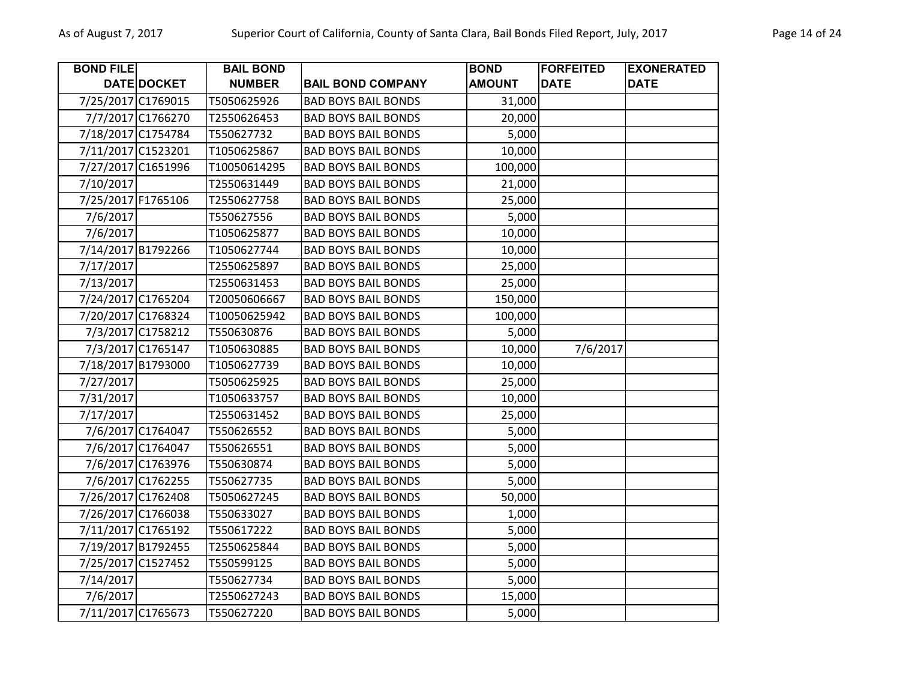| BOND FILE DATE | DOCKET | BAIL BOND NUMBER | BAIL BOND COMPANY | BOND AMOUNT | FORFEITED DATE | EXONERATED DATE |
|---|---|---|---|---|---|---|
| 7/25/2017 | C1769015 | T5050625926 | BAD BOYS BAIL BONDS | 31,000 | | |
| 7/7/2017 | C1766270 | T2550626453 | BAD BOYS BAIL BONDS | 20,000 | | |
| 7/18/2017 | C1754784 | T550627732 | BAD BOYS BAIL BONDS | 5,000 | | |
| 7/11/2017 | C1523201 | T1050625867 | BAD BOYS BAIL BONDS | 10,000 | | |
| 7/27/2017 | C1651996 | T10050614295 | BAD BOYS BAIL BONDS | 100,000 | | |
| 7/10/2017 | | T2550631449 | BAD BOYS BAIL BONDS | 21,000 | | |
| 7/25/2017 | F1765106 | T2550627758 | BAD BOYS BAIL BONDS | 25,000 | | |
| 7/6/2017 | | T550627556 | BAD BOYS BAIL BONDS | 5,000 | | |
| 7/6/2017 | | T1050625877 | BAD BOYS BAIL BONDS | 10,000 | | |
| 7/14/2017 | B1792266 | T1050627744 | BAD BOYS BAIL BONDS | 10,000 | | |
| 7/17/2017 | | T2550625897 | BAD BOYS BAIL BONDS | 25,000 | | |
| 7/13/2017 | | T2550631453 | BAD BOYS BAIL BONDS | 25,000 | | |
| 7/24/2017 | C1765204 | T20050606667 | BAD BOYS BAIL BONDS | 150,000 | | |
| 7/20/2017 | C1768324 | T10050625942 | BAD BOYS BAIL BONDS | 100,000 | | |
| 7/3/2017 | C1758212 | T550630876 | BAD BOYS BAIL BONDS | 5,000 | | |
| 7/3/2017 | C1765147 | T1050630885 | BAD BOYS BAIL BONDS | 10,000 | 7/6/2017 | |
| 7/18/2017 | B1793000 | T1050627739 | BAD BOYS BAIL BONDS | 10,000 | | |
| 7/27/2017 | | T5050625925 | BAD BOYS BAIL BONDS | 25,000 | | |
| 7/31/2017 | | T1050633757 | BAD BOYS BAIL BONDS | 10,000 | | |
| 7/17/2017 | | T2550631452 | BAD BOYS BAIL BONDS | 25,000 | | |
| 7/6/2017 | C1764047 | T550626552 | BAD BOYS BAIL BONDS | 5,000 | | |
| 7/6/2017 | C1764047 | T550626551 | BAD BOYS BAIL BONDS | 5,000 | | |
| 7/6/2017 | C1763976 | T550630874 | BAD BOYS BAIL BONDS | 5,000 | | |
| 7/6/2017 | C1762255 | T550627735 | BAD BOYS BAIL BONDS | 5,000 | | |
| 7/26/2017 | C1762408 | T5050627245 | BAD BOYS BAIL BONDS | 50,000 | | |
| 7/26/2017 | C1766038 | T550633027 | BAD BOYS BAIL BONDS | 1,000 | | |
| 7/11/2017 | C1765192 | T550617222 | BAD BOYS BAIL BONDS | 5,000 | | |
| 7/19/2017 | B1792455 | T2550625844 | BAD BOYS BAIL BONDS | 5,000 | | |
| 7/25/2017 | C1527452 | T550599125 | BAD BOYS BAIL BONDS | 5,000 | | |
| 7/14/2017 | | T550627734 | BAD BOYS BAIL BONDS | 5,000 | | |
| 7/6/2017 | | T2550627243 | BAD BOYS BAIL BONDS | 15,000 | | |
| 7/11/2017 | C1765673 | T550627220 | BAD BOYS BAIL BONDS | 5,000 | | |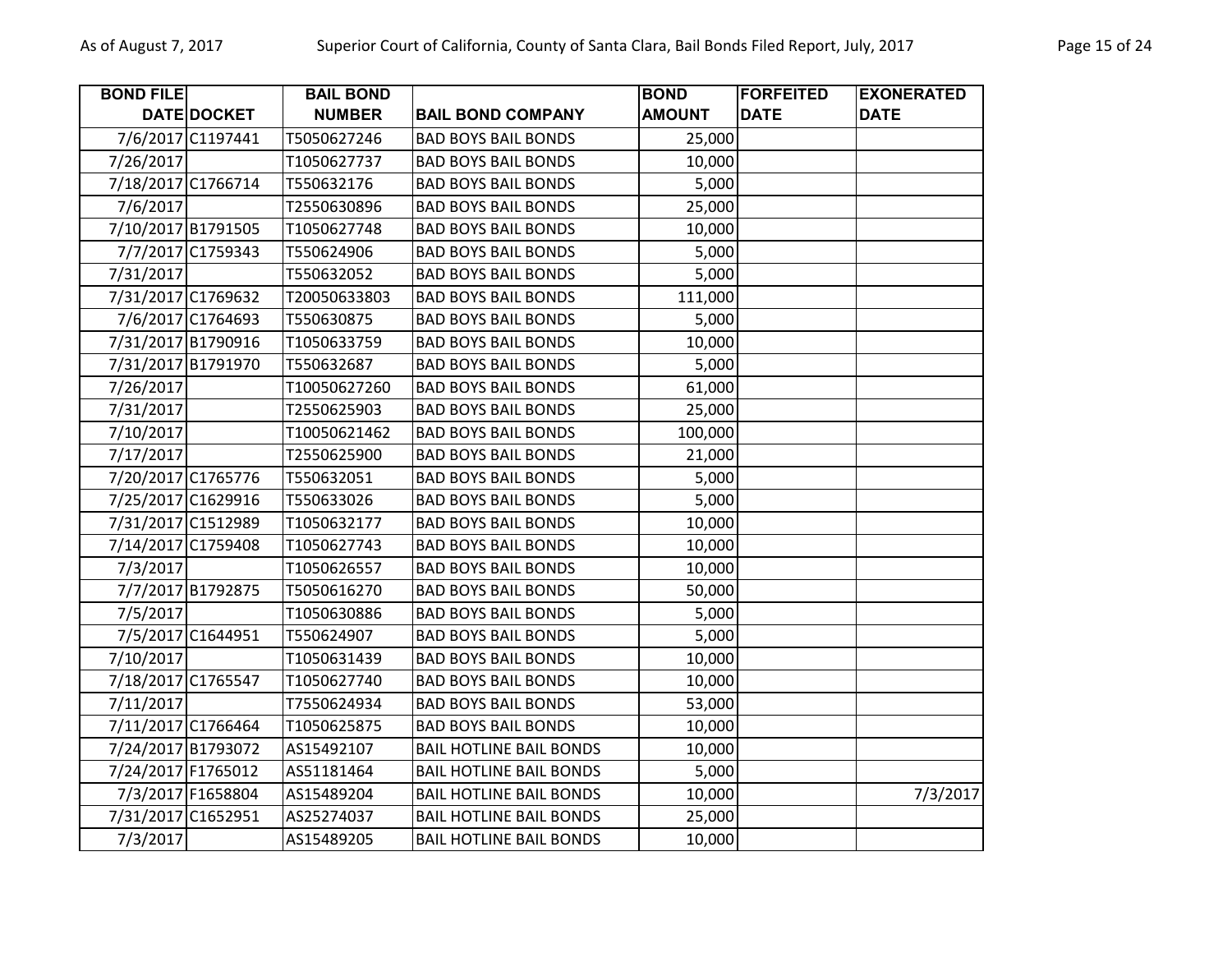| BOND FILE DATE | DOCKET | BAIL BOND NUMBER | BAIL BOND COMPANY | BOND AMOUNT | FORFEITED DATE | EXONERATED DATE |
|---|---|---|---|---|---|---|
| 7/6/2017 | C1197441 | T5050627246 | BAD BOYS BAIL BONDS | 25,000 | | |
| 7/26/2017 | | T1050627737 | BAD BOYS BAIL BONDS | 10,000 | | |
| 7/18/2017 | C1766714 | T550632176 | BAD BOYS BAIL BONDS | 5,000 | | |
| 7/6/2017 | | T2550630896 | BAD BOYS BAIL BONDS | 25,000 | | |
| 7/10/2017 | B1791505 | T1050627748 | BAD BOYS BAIL BONDS | 10,000 | | |
| 7/7/2017 | C1759343 | T550624906 | BAD BOYS BAIL BONDS | 5,000 | | |
| 7/31/2017 | | T550632052 | BAD BOYS BAIL BONDS | 5,000 | | |
| 7/31/2017 | C1769632 | T20050633803 | BAD BOYS BAIL BONDS | 111,000 | | |
| 7/6/2017 | C1764693 | T550630875 | BAD BOYS BAIL BONDS | 5,000 | | |
| 7/31/2017 | B1790916 | T1050633759 | BAD BOYS BAIL BONDS | 10,000 | | |
| 7/31/2017 | B1791970 | T550632687 | BAD BOYS BAIL BONDS | 5,000 | | |
| 7/26/2017 | | T10050627260 | BAD BOYS BAIL BONDS | 61,000 | | |
| 7/31/2017 | | T2550625903 | BAD BOYS BAIL BONDS | 25,000 | | |
| 7/10/2017 | | T10050621462 | BAD BOYS BAIL BONDS | 100,000 | | |
| 7/17/2017 | | T2550625900 | BAD BOYS BAIL BONDS | 21,000 | | |
| 7/20/2017 | C1765776 | T550632051 | BAD BOYS BAIL BONDS | 5,000 | | |
| 7/25/2017 | C1629916 | T550633026 | BAD BOYS BAIL BONDS | 5,000 | | |
| 7/31/2017 | C1512989 | T1050632177 | BAD BOYS BAIL BONDS | 10,000 | | |
| 7/14/2017 | C1759408 | T1050627743 | BAD BOYS BAIL BONDS | 10,000 | | |
| 7/3/2017 | | T1050626557 | BAD BOYS BAIL BONDS | 10,000 | | |
| 7/7/2017 | B1792875 | T5050616270 | BAD BOYS BAIL BONDS | 50,000 | | |
| 7/5/2017 | | T1050630886 | BAD BOYS BAIL BONDS | 5,000 | | |
| 7/5/2017 | C1644951 | T550624907 | BAD BOYS BAIL BONDS | 5,000 | | |
| 7/10/2017 | | T1050631439 | BAD BOYS BAIL BONDS | 10,000 | | |
| 7/18/2017 | C1765547 | T1050627740 | BAD BOYS BAIL BONDS | 10,000 | | |
| 7/11/2017 | | T7550624934 | BAD BOYS BAIL BONDS | 53,000 | | |
| 7/11/2017 | C1766464 | T1050625875 | BAD BOYS BAIL BONDS | 10,000 | | |
| 7/24/2017 | B1793072 | AS15492107 | BAIL HOTLINE BAIL BONDS | 10,000 | | |
| 7/24/2017 | F1765012 | AS51181464 | BAIL HOTLINE BAIL BONDS | 5,000 | | |
| 7/3/2017 | F1658804 | AS15489204 | BAIL HOTLINE BAIL BONDS | 10,000 | | 7/3/2017 |
| 7/31/2017 | C1652951 | AS25274037 | BAIL HOTLINE BAIL BONDS | 25,000 | | |
| 7/3/2017 | | AS15489205 | BAIL HOTLINE BAIL BONDS | 10,000 | | |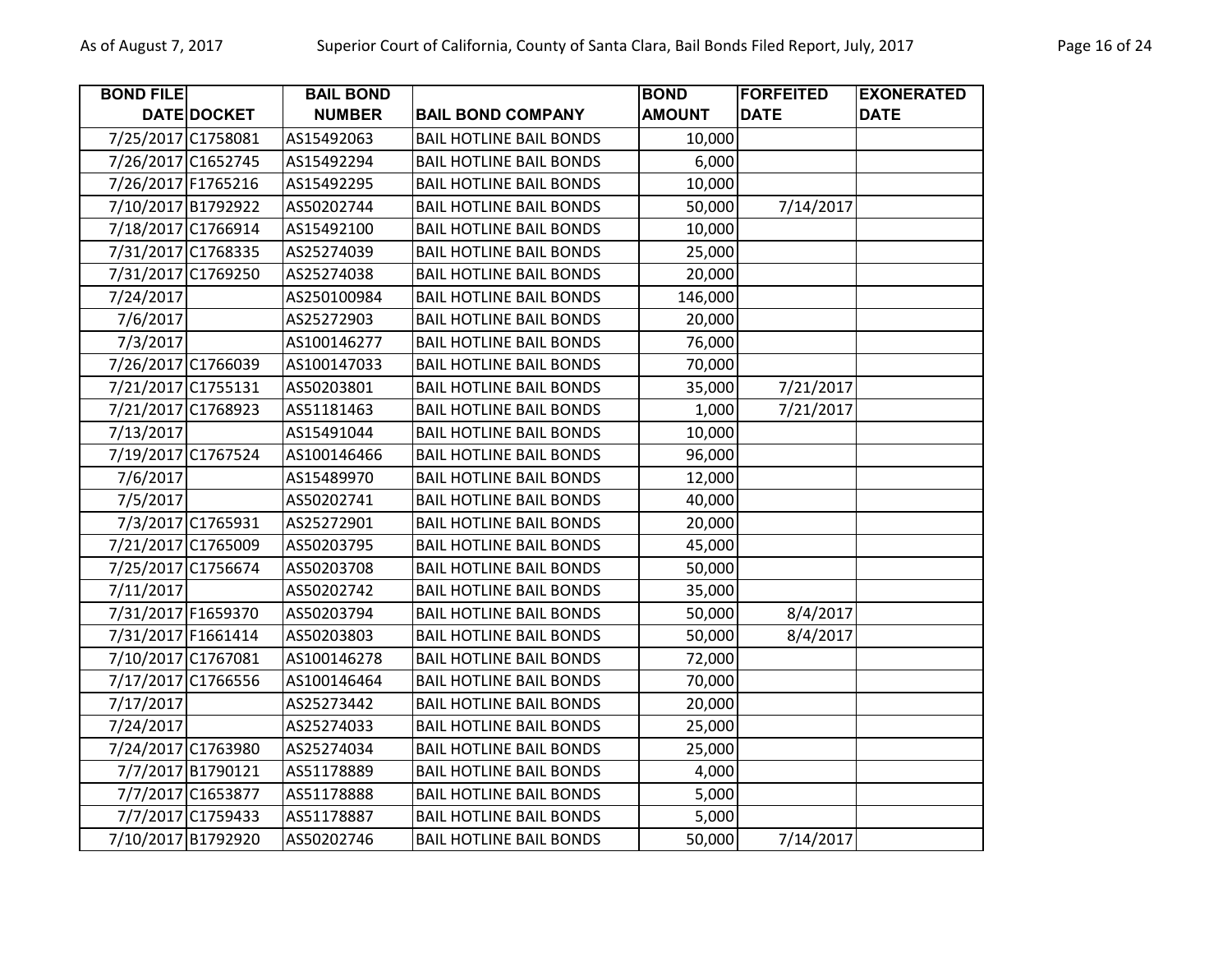| BOND FILE DATE | DOCKET | BAIL BOND NUMBER | BAIL BOND COMPANY | BOND AMOUNT | FORFEITED DATE | EXONERATED DATE |
|---|---|---|---|---|---|---|
| 7/25/2017 | C1758081 | AS15492063 | BAIL HOTLINE BAIL BONDS | 10,000 | | |
| 7/26/2017 | C1652745 | AS15492294 | BAIL HOTLINE BAIL BONDS | 6,000 | | |
| 7/26/2017 | F1765216 | AS15492295 | BAIL HOTLINE BAIL BONDS | 10,000 | | |
| 7/10/2017 | B1792922 | AS50202744 | BAIL HOTLINE BAIL BONDS | 50,000 | 7/14/2017 | |
| 7/18/2017 | C1766914 | AS15492100 | BAIL HOTLINE BAIL BONDS | 10,000 | | |
| 7/31/2017 | C1768335 | AS25274039 | BAIL HOTLINE BAIL BONDS | 25,000 | | |
| 7/31/2017 | C1769250 | AS25274038 | BAIL HOTLINE BAIL BONDS | 20,000 | | |
| 7/24/2017 | | AS250100984 | BAIL HOTLINE BAIL BONDS | 146,000 | | |
| 7/6/2017 | | AS25272903 | BAIL HOTLINE BAIL BONDS | 20,000 | | |
| 7/3/2017 | | AS100146277 | BAIL HOTLINE BAIL BONDS | 76,000 | | |
| 7/26/2017 | C1766039 | AS100147033 | BAIL HOTLINE BAIL BONDS | 70,000 | | |
| 7/21/2017 | C1755131 | AS50203801 | BAIL HOTLINE BAIL BONDS | 35,000 | 7/21/2017 | |
| 7/21/2017 | C1768923 | AS51181463 | BAIL HOTLINE BAIL BONDS | 1,000 | 7/21/2017 | |
| 7/13/2017 | | AS15491044 | BAIL HOTLINE BAIL BONDS | 10,000 | | |
| 7/19/2017 | C1767524 | AS100146466 | BAIL HOTLINE BAIL BONDS | 96,000 | | |
| 7/6/2017 | | AS15489970 | BAIL HOTLINE BAIL BONDS | 12,000 | | |
| 7/5/2017 | | AS50202741 | BAIL HOTLINE BAIL BONDS | 40,000 | | |
| 7/3/2017 | C1765931 | AS25272901 | BAIL HOTLINE BAIL BONDS | 20,000 | | |
| 7/21/2017 | C1765009 | AS50203795 | BAIL HOTLINE BAIL BONDS | 45,000 | | |
| 7/25/2017 | C1756674 | AS50203708 | BAIL HOTLINE BAIL BONDS | 50,000 | | |
| 7/11/2017 | | AS50202742 | BAIL HOTLINE BAIL BONDS | 35,000 | | |
| 7/31/2017 | F1659370 | AS50203794 | BAIL HOTLINE BAIL BONDS | 50,000 | 8/4/2017 | |
| 7/31/2017 | F1661414 | AS50203803 | BAIL HOTLINE BAIL BONDS | 50,000 | 8/4/2017 | |
| 7/10/2017 | C1767081 | AS100146278 | BAIL HOTLINE BAIL BONDS | 72,000 | | |
| 7/17/2017 | C1766556 | AS100146464 | BAIL HOTLINE BAIL BONDS | 70,000 | | |
| 7/17/2017 | | AS25273442 | BAIL HOTLINE BAIL BONDS | 20,000 | | |
| 7/24/2017 | | AS25274033 | BAIL HOTLINE BAIL BONDS | 25,000 | | |
| 7/24/2017 | C1763980 | AS25274034 | BAIL HOTLINE BAIL BONDS | 25,000 | | |
| 7/7/2017 | B1790121 | AS51178889 | BAIL HOTLINE BAIL BONDS | 4,000 | | |
| 7/7/2017 | C1653877 | AS51178888 | BAIL HOTLINE BAIL BONDS | 5,000 | | |
| 7/7/2017 | C1759433 | AS51178887 | BAIL HOTLINE BAIL BONDS | 5,000 | | |
| 7/10/2017 | B1792920 | AS50202746 | BAIL HOTLINE BAIL BONDS | 50,000 | 7/14/2017 | |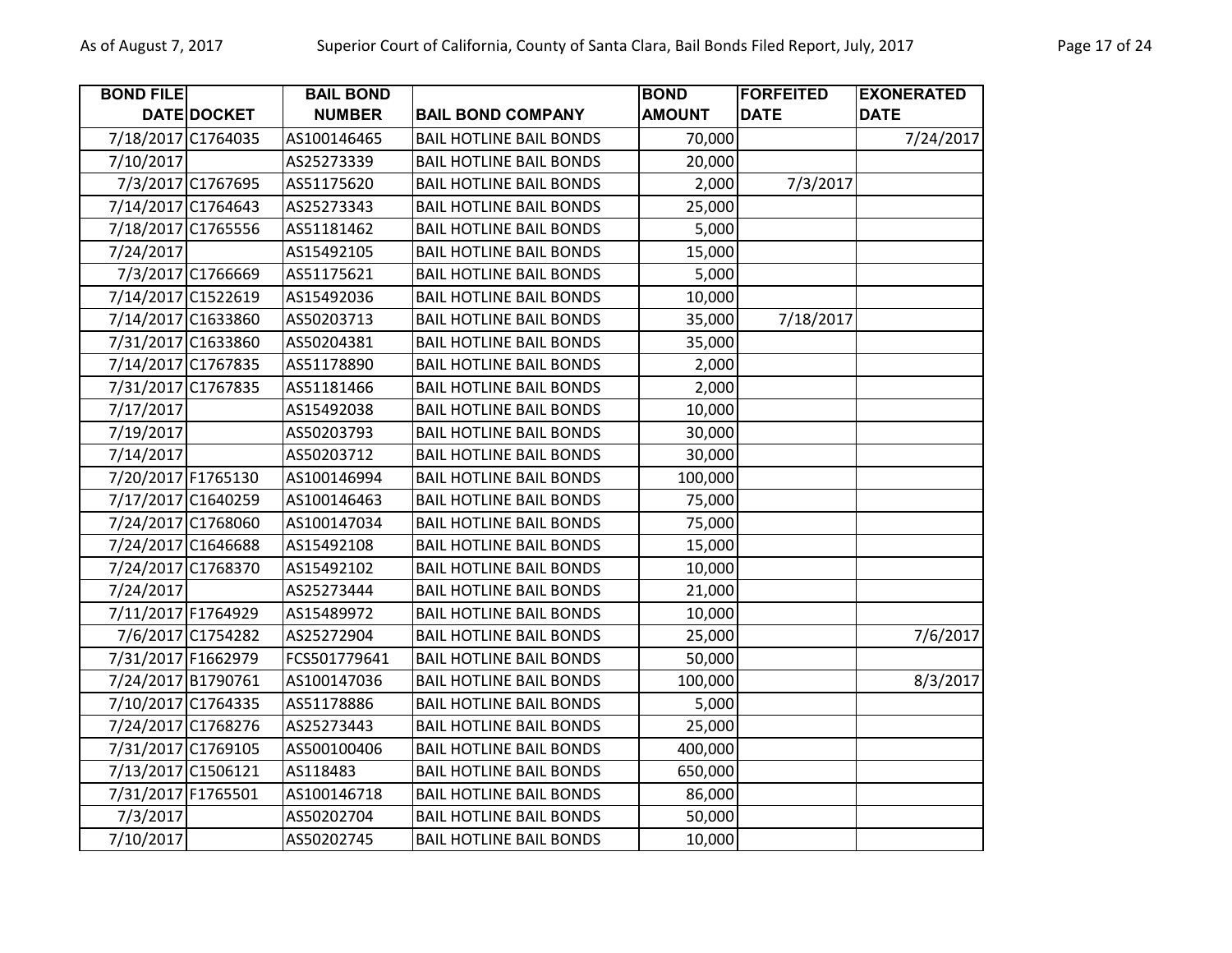| BOND FILE DATE | DOCKET | BAIL BOND NUMBER | BAIL BOND COMPANY | BOND AMOUNT | FORFEITED DATE | EXONERATED DATE |
|---|---|---|---|---|---|---|
| 7/18/2017 | C1764035 | AS100146465 | BAIL HOTLINE BAIL BONDS | 70,000 | | 7/24/2017 |
| 7/10/2017 | | AS25273339 | BAIL HOTLINE BAIL BONDS | 20,000 | | |
| 7/3/2017 | C1767695 | AS51175620 | BAIL HOTLINE BAIL BONDS | 2,000 | 7/3/2017 | |
| 7/14/2017 | C1764643 | AS25273343 | BAIL HOTLINE BAIL BONDS | 25,000 | | |
| 7/18/2017 | C1765556 | AS51181462 | BAIL HOTLINE BAIL BONDS | 5,000 | | |
| 7/24/2017 | | AS15492105 | BAIL HOTLINE BAIL BONDS | 15,000 | | |
| 7/3/2017 | C1766669 | AS51175621 | BAIL HOTLINE BAIL BONDS | 5,000 | | |
| 7/14/2017 | C1522619 | AS15492036 | BAIL HOTLINE BAIL BONDS | 10,000 | | |
| 7/14/2017 | C1633860 | AS50203713 | BAIL HOTLINE BAIL BONDS | 35,000 | 7/18/2017 | |
| 7/31/2017 | C1633860 | AS50204381 | BAIL HOTLINE BAIL BONDS | 35,000 | | |
| 7/14/2017 | C1767835 | AS51178890 | BAIL HOTLINE BAIL BONDS | 2,000 | | |
| 7/31/2017 | C1767835 | AS51181466 | BAIL HOTLINE BAIL BONDS | 2,000 | | |
| 7/17/2017 | | AS15492038 | BAIL HOTLINE BAIL BONDS | 10,000 | | |
| 7/19/2017 | | AS50203793 | BAIL HOTLINE BAIL BONDS | 30,000 | | |
| 7/14/2017 | | AS50203712 | BAIL HOTLINE BAIL BONDS | 30,000 | | |
| 7/20/2017 | F1765130 | AS100146994 | BAIL HOTLINE BAIL BONDS | 100,000 | | |
| 7/17/2017 | C1640259 | AS100146463 | BAIL HOTLINE BAIL BONDS | 75,000 | | |
| 7/24/2017 | C1768060 | AS100147034 | BAIL HOTLINE BAIL BONDS | 75,000 | | |
| 7/24/2017 | C1646688 | AS15492108 | BAIL HOTLINE BAIL BONDS | 15,000 | | |
| 7/24/2017 | C1768370 | AS15492102 | BAIL HOTLINE BAIL BONDS | 10,000 | | |
| 7/24/2017 | | AS25273444 | BAIL HOTLINE BAIL BONDS | 21,000 | | |
| 7/11/2017 | F1764929 | AS15489972 | BAIL HOTLINE BAIL BONDS | 10,000 | | |
| 7/6/2017 | C1754282 | AS25272904 | BAIL HOTLINE BAIL BONDS | 25,000 | | 7/6/2017 |
| 7/31/2017 | F1662979 | FCS501779641 | BAIL HOTLINE BAIL BONDS | 50,000 | | |
| 7/24/2017 | B1790761 | AS100147036 | BAIL HOTLINE BAIL BONDS | 100,000 | | 8/3/2017 |
| 7/10/2017 | C1764335 | AS51178886 | BAIL HOTLINE BAIL BONDS | 5,000 | | |
| 7/24/2017 | C1768276 | AS25273443 | BAIL HOTLINE BAIL BONDS | 25,000 | | |
| 7/31/2017 | C1769105 | AS500100406 | BAIL HOTLINE BAIL BONDS | 400,000 | | |
| 7/13/2017 | C1506121 | AS118483 | BAIL HOTLINE BAIL BONDS | 650,000 | | |
| 7/31/2017 | F1765501 | AS100146718 | BAIL HOTLINE BAIL BONDS | 86,000 | | |
| 7/3/2017 | | AS50202704 | BAIL HOTLINE BAIL BONDS | 50,000 | | |
| 7/10/2017 | | AS50202745 | BAIL HOTLINE BAIL BONDS | 10,000 | | |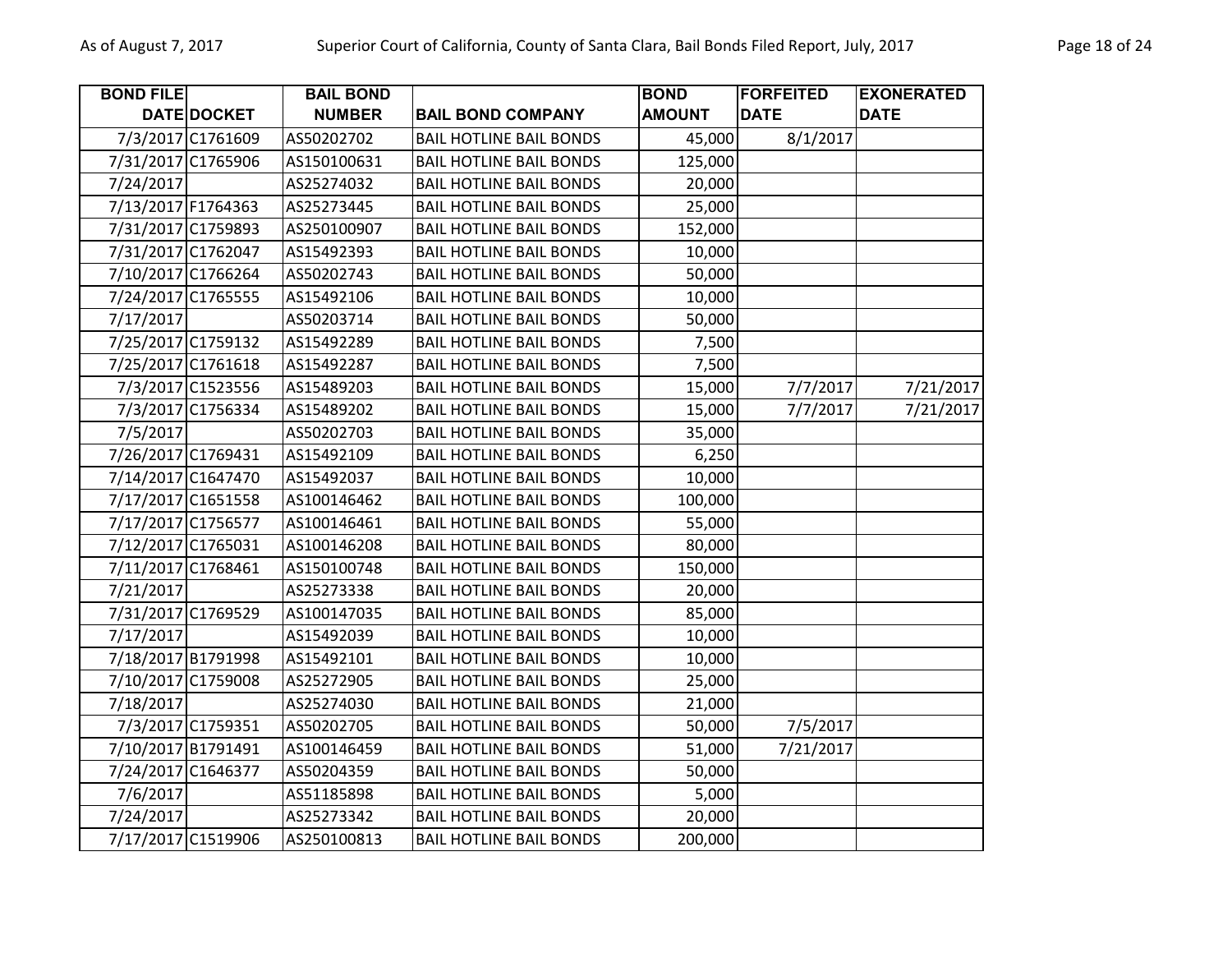| BOND FILE DATE | DOCKET | BAIL BOND NUMBER | BAIL BOND COMPANY | BOND AMOUNT | FORFEITED DATE | EXONERATED DATE |
|---|---|---|---|---|---|---|
| 7/3/2017 | C1761609 | AS50202702 | BAIL HOTLINE BAIL BONDS | 45,000 | 8/1/2017 | |
| 7/31/2017 | C1765906 | AS150100631 | BAIL HOTLINE BAIL BONDS | 125,000 | | |
| 7/24/2017 | | AS25274032 | BAIL HOTLINE BAIL BONDS | 20,000 | | |
| 7/13/2017 | F1764363 | AS25273445 | BAIL HOTLINE BAIL BONDS | 25,000 | | |
| 7/31/2017 | C1759893 | AS250100907 | BAIL HOTLINE BAIL BONDS | 152,000 | | |
| 7/31/2017 | C1762047 | AS15492393 | BAIL HOTLINE BAIL BONDS | 10,000 | | |
| 7/10/2017 | C1766264 | AS50202743 | BAIL HOTLINE BAIL BONDS | 50,000 | | |
| 7/24/2017 | C1765555 | AS15492106 | BAIL HOTLINE BAIL BONDS | 10,000 | | |
| 7/17/2017 | | AS50203714 | BAIL HOTLINE BAIL BONDS | 50,000 | | |
| 7/25/2017 | C1759132 | AS15492289 | BAIL HOTLINE BAIL BONDS | 7,500 | | |
| 7/25/2017 | C1761618 | AS15492287 | BAIL HOTLINE BAIL BONDS | 7,500 | | |
| 7/3/2017 | C1523556 | AS15489203 | BAIL HOTLINE BAIL BONDS | 15,000 | 7/7/2017 | 7/21/2017 |
| 7/3/2017 | C1756334 | AS15489202 | BAIL HOTLINE BAIL BONDS | 15,000 | 7/7/2017 | 7/21/2017 |
| 7/5/2017 | | AS50202703 | BAIL HOTLINE BAIL BONDS | 35,000 | | |
| 7/26/2017 | C1769431 | AS15492109 | BAIL HOTLINE BAIL BONDS | 6,250 | | |
| 7/14/2017 | C1647470 | AS15492037 | BAIL HOTLINE BAIL BONDS | 10,000 | | |
| 7/17/2017 | C1651558 | AS100146462 | BAIL HOTLINE BAIL BONDS | 100,000 | | |
| 7/17/2017 | C1756577 | AS100146461 | BAIL HOTLINE BAIL BONDS | 55,000 | | |
| 7/12/2017 | C1765031 | AS100146208 | BAIL HOTLINE BAIL BONDS | 80,000 | | |
| 7/11/2017 | C1768461 | AS150100748 | BAIL HOTLINE BAIL BONDS | 150,000 | | |
| 7/21/2017 | | AS25273338 | BAIL HOTLINE BAIL BONDS | 20,000 | | |
| 7/31/2017 | C1769529 | AS100147035 | BAIL HOTLINE BAIL BONDS | 85,000 | | |
| 7/17/2017 | | AS15492039 | BAIL HOTLINE BAIL BONDS | 10,000 | | |
| 7/18/2017 | B1791998 | AS15492101 | BAIL HOTLINE BAIL BONDS | 10,000 | | |
| 7/10/2017 | C1759008 | AS25272905 | BAIL HOTLINE BAIL BONDS | 25,000 | | |
| 7/18/2017 | | AS25274030 | BAIL HOTLINE BAIL BONDS | 21,000 | | |
| 7/3/2017 | C1759351 | AS50202705 | BAIL HOTLINE BAIL BONDS | 50,000 | 7/5/2017 | |
| 7/10/2017 | B1791491 | AS100146459 | BAIL HOTLINE BAIL BONDS | 51,000 | 7/21/2017 | |
| 7/24/2017 | C1646377 | AS50204359 | BAIL HOTLINE BAIL BONDS | 50,000 | | |
| 7/6/2017 | | AS51185898 | BAIL HOTLINE BAIL BONDS | 5,000 | | |
| 7/24/2017 | | AS25273342 | BAIL HOTLINE BAIL BONDS | 20,000 | | |
| 7/17/2017 | C1519906 | AS250100813 | BAIL HOTLINE BAIL BONDS | 200,000 | | |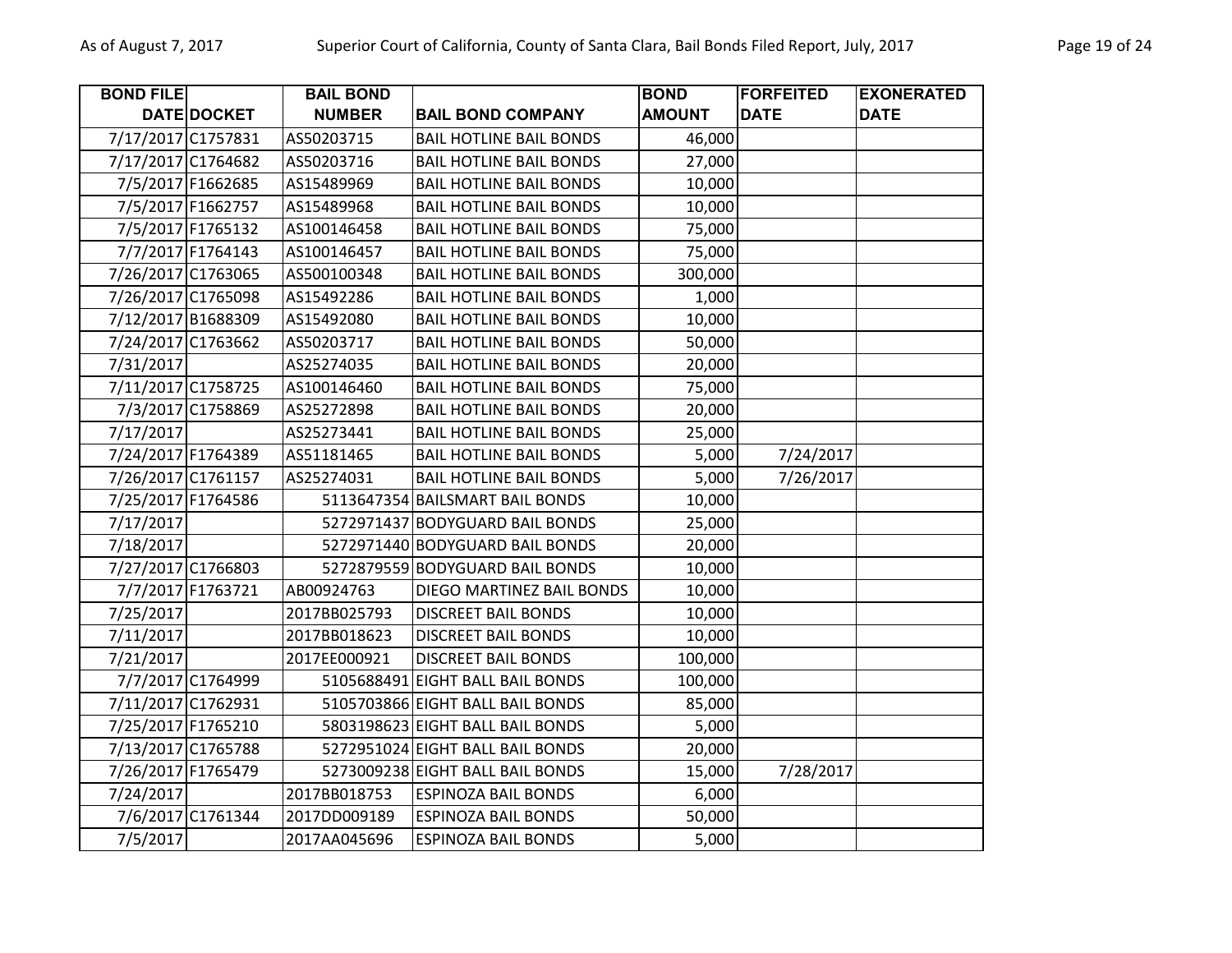| BOND FILE DATE | DOCKET | BAIL BOND NUMBER | BAIL BOND COMPANY | BOND AMOUNT | FORFEITED DATE | EXONERATED DATE |
|---|---|---|---|---|---|---|
| 7/17/2017 | C1757831 | AS50203715 | BAIL HOTLINE BAIL BONDS | 46,000 | | |
| 7/17/2017 | C1764682 | AS50203716 | BAIL HOTLINE BAIL BONDS | 27,000 | | |
| 7/5/2017 | F1662685 | AS15489969 | BAIL HOTLINE BAIL BONDS | 10,000 | | |
| 7/5/2017 | F1662757 | AS15489968 | BAIL HOTLINE BAIL BONDS | 10,000 | | |
| 7/5/2017 | F1765132 | AS100146458 | BAIL HOTLINE BAIL BONDS | 75,000 | | |
| 7/7/2017 | F1764143 | AS100146457 | BAIL HOTLINE BAIL BONDS | 75,000 | | |
| 7/26/2017 | C1763065 | AS500100348 | BAIL HOTLINE BAIL BONDS | 300,000 | | |
| 7/26/2017 | C1765098 | AS15492286 | BAIL HOTLINE BAIL BONDS | 1,000 | | |
| 7/12/2017 | B1688309 | AS15492080 | BAIL HOTLINE BAIL BONDS | 10,000 | | |
| 7/24/2017 | C1763662 | AS50203717 | BAIL HOTLINE BAIL BONDS | 50,000 | | |
| 7/31/2017 | | AS25274035 | BAIL HOTLINE BAIL BONDS | 20,000 | | |
| 7/11/2017 | C1758725 | AS100146460 | BAIL HOTLINE BAIL BONDS | 75,000 | | |
| 7/3/2017 | C1758869 | AS25272898 | BAIL HOTLINE BAIL BONDS | 20,000 | | |
| 7/17/2017 | | AS25273441 | BAIL HOTLINE BAIL BONDS | 25,000 | | |
| 7/24/2017 | F1764389 | AS51181465 | BAIL HOTLINE BAIL BONDS | 5,000 | 7/24/2017 | |
| 7/26/2017 | C1761157 | AS25274031 | BAIL HOTLINE BAIL BONDS | 5,000 | 7/26/2017 | |
| 7/25/2017 | F1764586 | 5113647354 | BAILSMART BAIL BONDS | 10,000 | | |
| 7/17/2017 | | 5272971437 | BODYGUARD BAIL BONDS | 25,000 | | |
| 7/18/2017 | | 5272971440 | BODYGUARD BAIL BONDS | 20,000 | | |
| 7/27/2017 | C1766803 | 5272879559 | BODYGUARD BAIL BONDS | 10,000 | | |
| 7/7/2017 | F1763721 | AB00924763 | DIEGO MARTINEZ BAIL BONDS | 10,000 | | |
| 7/25/2017 | | 2017BB025793 | DISCREET BAIL BONDS | 10,000 | | |
| 7/11/2017 | | 2017BB018623 | DISCREET BAIL BONDS | 10,000 | | |
| 7/21/2017 | | 2017EE000921 | DISCREET BAIL BONDS | 100,000 | | |
| 7/7/2017 | C1764999 | 5105688491 | EIGHT BALL BAIL BONDS | 100,000 | | |
| 7/11/2017 | C1762931 | 5105703866 | EIGHT BALL BAIL BONDS | 85,000 | | |
| 7/25/2017 | F1765210 | 5803198623 | EIGHT BALL BAIL BONDS | 5,000 | | |
| 7/13/2017 | C1765788 | 5272951024 | EIGHT BALL BAIL BONDS | 20,000 | | |
| 7/26/2017 | F1765479 | 5273009238 | EIGHT BALL BAIL BONDS | 15,000 | 7/28/2017 | |
| 7/24/2017 | | 2017BB018753 | ESPINOZA BAIL BONDS | 6,000 | | |
| 7/6/2017 | C1761344 | 2017DD009189 | ESPINOZA BAIL BONDS | 50,000 | | |
| 7/5/2017 | | 2017AA045696 | ESPINOZA BAIL BONDS | 5,000 | | |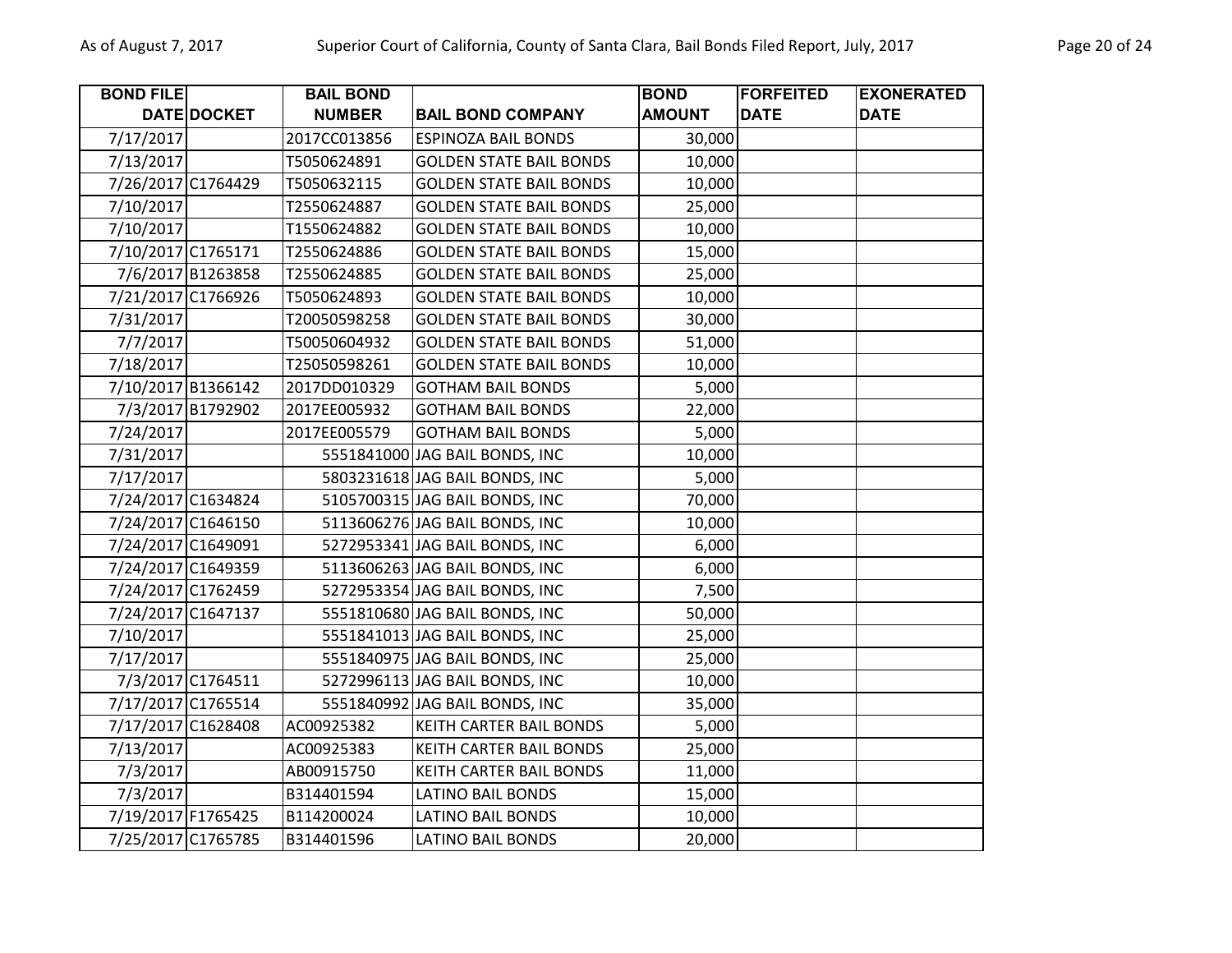| BOND FILE DATE | DOCKET | BAIL BOND NUMBER | BAIL BOND COMPANY | BOND AMOUNT | FORFEITED DATE | EXONERATED DATE |
|---|---|---|---|---|---|---|
| 7/17/2017 | | 2017CC013856 | ESPINOZA BAIL BONDS | 30,000 | | |
| 7/13/2017 | | T5050624891 | GOLDEN STATE BAIL BONDS | 10,000 | | |
| 7/26/2017 | C1764429 | T5050632115 | GOLDEN STATE BAIL BONDS | 10,000 | | |
| 7/10/2017 | | T2550624887 | GOLDEN STATE BAIL BONDS | 25,000 | | |
| 7/10/2017 | | T1550624882 | GOLDEN STATE BAIL BONDS | 10,000 | | |
| 7/10/2017 | C1765171 | T2550624886 | GOLDEN STATE BAIL BONDS | 15,000 | | |
| 7/6/2017 | B1263858 | T2550624885 | GOLDEN STATE BAIL BONDS | 25,000 | | |
| 7/21/2017 | C1766926 | T5050624893 | GOLDEN STATE BAIL BONDS | 10,000 | | |
| 7/31/2017 | | T20050598258 | GOLDEN STATE BAIL BONDS | 30,000 | | |
| 7/7/2017 | | T50050604932 | GOLDEN STATE BAIL BONDS | 51,000 | | |
| 7/18/2017 | | T25050598261 | GOLDEN STATE BAIL BONDS | 10,000 | | |
| 7/10/2017 | B1366142 | 2017DD010329 | GOTHAM BAIL BONDS | 5,000 | | |
| 7/3/2017 | B1792902 | 2017EE005932 | GOTHAM BAIL BONDS | 22,000 | | |
| 7/24/2017 | | 2017EE005579 | GOTHAM BAIL BONDS | 5,000 | | |
| 7/31/2017 | | 5551841000 | JAG BAIL BONDS, INC | 10,000 | | |
| 7/17/2017 | | 5803231618 | JAG BAIL BONDS, INC | 5,000 | | |
| 7/24/2017 | C1634824 | 5105700315 | JAG BAIL BONDS, INC | 70,000 | | |
| 7/24/2017 | C1646150 | 5113606276 | JAG BAIL BONDS, INC | 10,000 | | |
| 7/24/2017 | C1649091 | 5272953341 | JAG BAIL BONDS, INC | 6,000 | | |
| 7/24/2017 | C1649359 | 5113606263 | JAG BAIL BONDS, INC | 6,000 | | |
| 7/24/2017 | C1762459 | 5272953354 | JAG BAIL BONDS, INC | 7,500 | | |
| 7/24/2017 | C1647137 | 5551810680 | JAG BAIL BONDS, INC | 50,000 | | |
| 7/10/2017 | | 5551841013 | JAG BAIL BONDS, INC | 25,000 | | |
| 7/17/2017 | | 5551840975 | JAG BAIL BONDS, INC | 25,000 | | |
| 7/3/2017 | C1764511 | 5272996113 | JAG BAIL BONDS, INC | 10,000 | | |
| 7/17/2017 | C1765514 | 5551840992 | JAG BAIL BONDS, INC | 35,000 | | |
| 7/17/2017 | C1628408 | AC00925382 | KEITH CARTER BAIL BONDS | 5,000 | | |
| 7/13/2017 | | AC00925383 | KEITH CARTER BAIL BONDS | 25,000 | | |
| 7/3/2017 | | AB00915750 | KEITH CARTER BAIL BONDS | 11,000 | | |
| 7/3/2017 | | B314401594 | LATINO BAIL BONDS | 15,000 | | |
| 7/19/2017 | F1765425 | B114200024 | LATINO BAIL BONDS | 10,000 | | |
| 7/25/2017 | C1765785 | B314401596 | LATINO BAIL BONDS | 20,000 | | |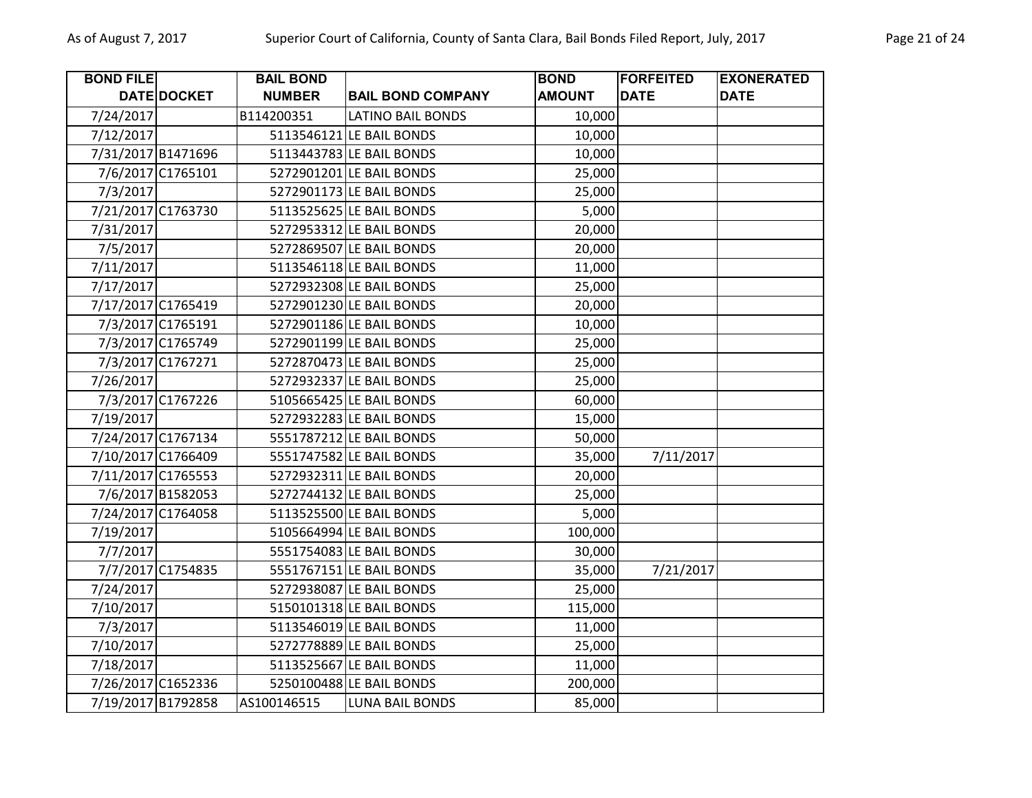| BOND FILE DATE | DOCKET | BAIL BOND NUMBER | BAIL BOND COMPANY | BOND AMOUNT | FORFEITED DATE | EXONERATED DATE |
|---|---|---|---|---|---|---|
| 7/24/2017 | | B114200351 | LATINO BAIL BONDS | 10,000 | | |
| 7/12/2017 | | 5113546121 | LE BAIL BONDS | 10,000 | | |
| 7/31/2017 | B1471696 | 5113443783 | LE BAIL BONDS | 10,000 | | |
| 7/6/2017 | C1765101 | 5272901201 | LE BAIL BONDS | 25,000 | | |
| 7/3/2017 | | 5272901173 | LE BAIL BONDS | 25,000 | | |
| 7/21/2017 | C1763730 | 5113525625 | LE BAIL BONDS | 5,000 | | |
| 7/31/2017 | | 5272953312 | LE BAIL BONDS | 20,000 | | |
| 7/5/2017 | | 5272869507 | LE BAIL BONDS | 20,000 | | |
| 7/11/2017 | | 5113546118 | LE BAIL BONDS | 11,000 | | |
| 7/17/2017 | | 5272932308 | LE BAIL BONDS | 25,000 | | |
| 7/17/2017 | C1765419 | 5272901230 | LE BAIL BONDS | 20,000 | | |
| 7/3/2017 | C1765191 | 5272901186 | LE BAIL BONDS | 10,000 | | |
| 7/3/2017 | C1765749 | 5272901199 | LE BAIL BONDS | 25,000 | | |
| 7/3/2017 | C1767271 | 5272870473 | LE BAIL BONDS | 25,000 | | |
| 7/26/2017 | | 5272932337 | LE BAIL BONDS | 25,000 | | |
| 7/3/2017 | C1767226 | 5105665425 | LE BAIL BONDS | 60,000 | | |
| 7/19/2017 | | 5272932283 | LE BAIL BONDS | 15,000 | | |
| 7/24/2017 | C1767134 | 5551787212 | LE BAIL BONDS | 50,000 | | |
| 7/10/2017 | C1766409 | 5551747582 | LE BAIL BONDS | 35,000 | 7/11/2017 | |
| 7/11/2017 | C1765553 | 5272932311 | LE BAIL BONDS | 20,000 | | |
| 7/6/2017 | B1582053 | 5272744132 | LE BAIL BONDS | 25,000 | | |
| 7/24/2017 | C1764058 | 5113525500 | LE BAIL BONDS | 5,000 | | |
| 7/19/2017 | | 5105664994 | LE BAIL BONDS | 100,000 | | |
| 7/7/2017 | | 5551754083 | LE BAIL BONDS | 30,000 | | |
| 7/7/2017 | C1754835 | 5551767151 | LE BAIL BONDS | 35,000 | 7/21/2017 | |
| 7/24/2017 | | 5272938087 | LE BAIL BONDS | 25,000 | | |
| 7/10/2017 | | 5150101318 | LE BAIL BONDS | 115,000 | | |
| 7/3/2017 | | 5113546019 | LE BAIL BONDS | 11,000 | | |
| 7/10/2017 | | 5272778889 | LE BAIL BONDS | 25,000 | | |
| 7/18/2017 | | 5113525667 | LE BAIL BONDS | 11,000 | | |
| 7/26/2017 | C1652336 | 5250100488 | LE BAIL BONDS | 200,000 | | |
| 7/19/2017 | B1792858 | AS100146515 | LUNA BAIL BONDS | 85,000 | | |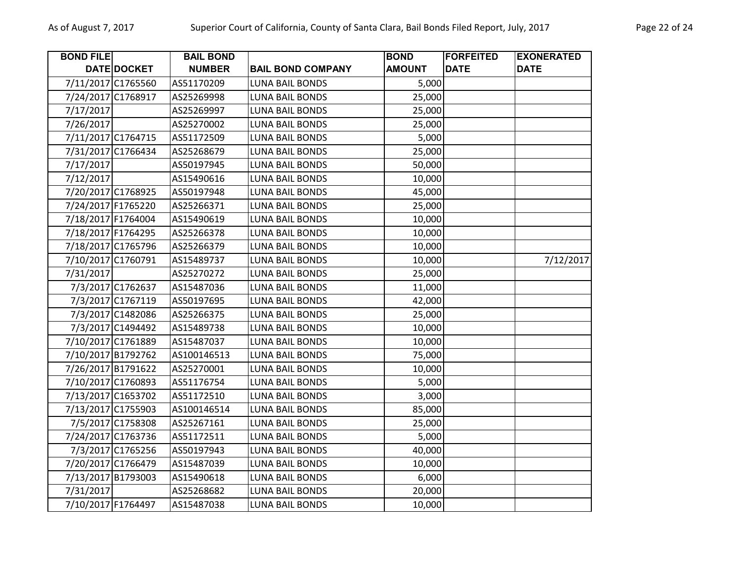| BOND FILE DATE | DOCKET | BAIL BOND NUMBER | BAIL BOND COMPANY | BOND AMOUNT | FORFEITED DATE | EXONERATED DATE |
|---|---|---|---|---|---|---|
| 7/11/2017 | C1765560 | AS51170209 | LUNA BAIL BONDS | 5,000 | | |
| 7/24/2017 | C1768917 | AS25269998 | LUNA BAIL BONDS | 25,000 | | |
| 7/17/2017 | | AS25269997 | LUNA BAIL BONDS | 25,000 | | |
| 7/26/2017 | | AS25270002 | LUNA BAIL BONDS | 25,000 | | |
| 7/11/2017 | C1764715 | AS51172509 | LUNA BAIL BONDS | 5,000 | | |
| 7/31/2017 | C1766434 | AS25268679 | LUNA BAIL BONDS | 25,000 | | |
| 7/17/2017 | | AS50197945 | LUNA BAIL BONDS | 50,000 | | |
| 7/12/2017 | | AS15490616 | LUNA BAIL BONDS | 10,000 | | |
| 7/20/2017 | C1768925 | AS50197948 | LUNA BAIL BONDS | 45,000 | | |
| 7/24/2017 | F1765220 | AS25266371 | LUNA BAIL BONDS | 25,000 | | |
| 7/18/2017 | F1764004 | AS15490619 | LUNA BAIL BONDS | 10,000 | | |
| 7/18/2017 | F1764295 | AS25266378 | LUNA BAIL BONDS | 10,000 | | |
| 7/18/2017 | C1765796 | AS25266379 | LUNA BAIL BONDS | 10,000 | | |
| 7/10/2017 | C1760791 | AS15489737 | LUNA BAIL BONDS | 10,000 | | 7/12/2017 |
| 7/31/2017 | | AS25270272 | LUNA BAIL BONDS | 25,000 | | |
| 7/3/2017 | C1762637 | AS15487036 | LUNA BAIL BONDS | 11,000 | | |
| 7/3/2017 | C1767119 | AS50197695 | LUNA BAIL BONDS | 42,000 | | |
| 7/3/2017 | C1482086 | AS25266375 | LUNA BAIL BONDS | 25,000 | | |
| 7/3/2017 | C1494492 | AS15489738 | LUNA BAIL BONDS | 10,000 | | |
| 7/10/2017 | C1761889 | AS15487037 | LUNA BAIL BONDS | 10,000 | | |
| 7/10/2017 | B1792762 | AS100146513 | LUNA BAIL BONDS | 75,000 | | |
| 7/26/2017 | B1791622 | AS25270001 | LUNA BAIL BONDS | 10,000 | | |
| 7/10/2017 | C1760893 | AS51176754 | LUNA BAIL BONDS | 5,000 | | |
| 7/13/2017 | C1653702 | AS51172510 | LUNA BAIL BONDS | 3,000 | | |
| 7/13/2017 | C1755903 | AS100146514 | LUNA BAIL BONDS | 85,000 | | |
| 7/5/2017 | C1758308 | AS25267161 | LUNA BAIL BONDS | 25,000 | | |
| 7/24/2017 | C1763736 | AS51172511 | LUNA BAIL BONDS | 5,000 | | |
| 7/3/2017 | C1765256 | AS50197943 | LUNA BAIL BONDS | 40,000 | | |
| 7/20/2017 | C1766479 | AS15487039 | LUNA BAIL BONDS | 10,000 | | |
| 7/13/2017 | B1793003 | AS15490618 | LUNA BAIL BONDS | 6,000 | | |
| 7/31/2017 | | AS25268682 | LUNA BAIL BONDS | 20,000 | | |
| 7/10/2017 | F1764497 | AS15487038 | LUNA BAIL BONDS | 10,000 | | |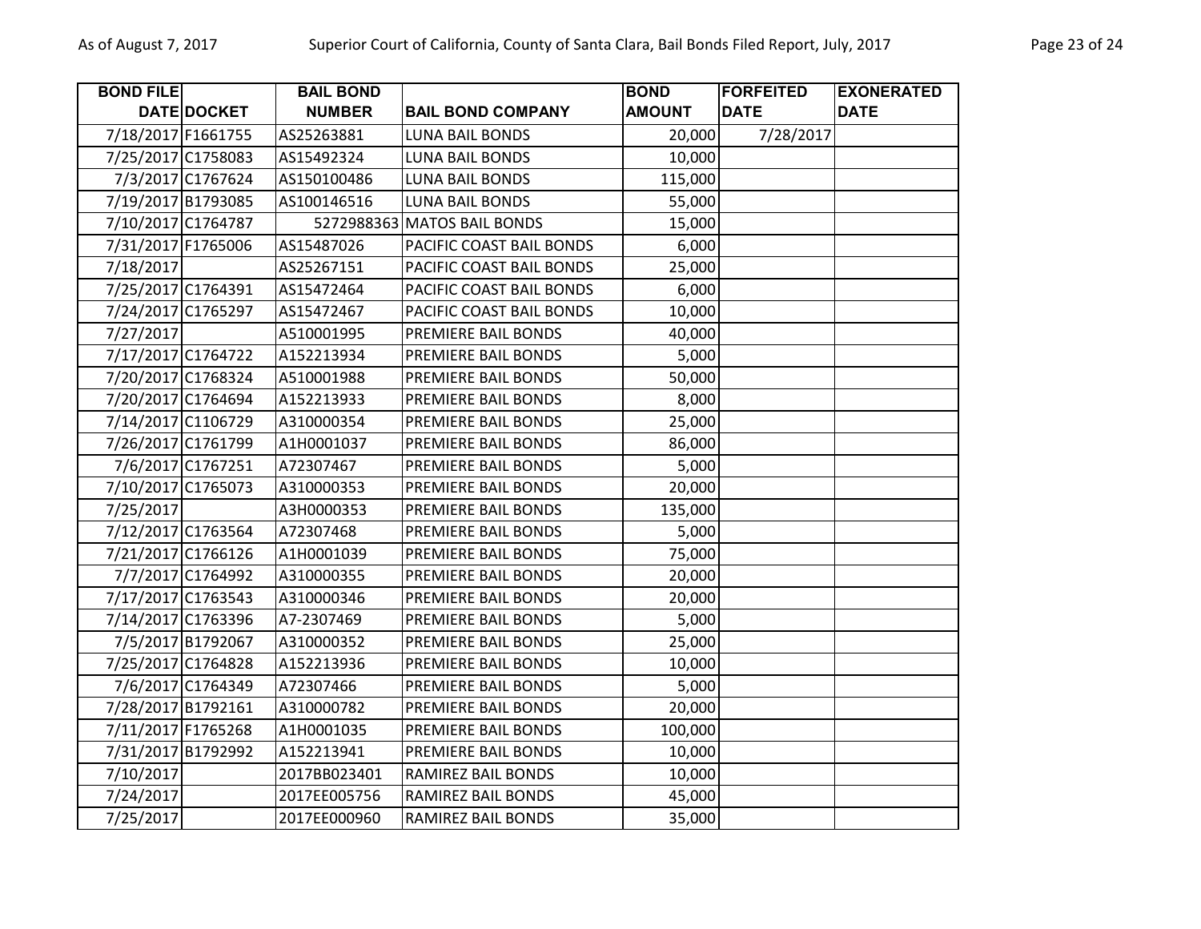| BOND FILE DATE | DOCKET | BAIL BOND NUMBER | BAIL BOND COMPANY | BOND AMOUNT | FORFEITED DATE | EXONERATED DATE |
|---|---|---|---|---|---|---|
| 7/18/2017 | F1661755 | AS25263881 | LUNA BAIL BONDS | 20,000 | 7/28/2017 | |
| 7/25/2017 | C1758083 | AS15492324 | LUNA BAIL BONDS | 10,000 | | |
| 7/3/2017 | C1767624 | AS150100486 | LUNA BAIL BONDS | 115,000 | | |
| 7/19/2017 | B1793085 | AS100146516 | LUNA BAIL BONDS | 55,000 | | |
| 7/10/2017 | C1764787 | 5272988363 | MATOS BAIL BONDS | 15,000 | | |
| 7/31/2017 | F1765006 | AS15487026 | PACIFIC COAST BAIL BONDS | 6,000 | | |
| 7/18/2017 | | AS25267151 | PACIFIC COAST BAIL BONDS | 25,000 | | |
| 7/25/2017 | C1764391 | AS15472464 | PACIFIC COAST BAIL BONDS | 6,000 | | |
| 7/24/2017 | C1765297 | AS15472467 | PACIFIC COAST BAIL BONDS | 10,000 | | |
| 7/27/2017 | | A510001995 | PREMIERE BAIL BONDS | 40,000 | | |
| 7/17/2017 | C1764722 | A152213934 | PREMIERE BAIL BONDS | 5,000 | | |
| 7/20/2017 | C1768324 | A510001988 | PREMIERE BAIL BONDS | 50,000 | | |
| 7/20/2017 | C1764694 | A152213933 | PREMIERE BAIL BONDS | 8,000 | | |
| 7/14/2017 | C1106729 | A310000354 | PREMIERE BAIL BONDS | 25,000 | | |
| 7/26/2017 | C1761799 | A1H0001037 | PREMIERE BAIL BONDS | 86,000 | | |
| 7/6/2017 | C1767251 | A72307467 | PREMIERE BAIL BONDS | 5,000 | | |
| 7/10/2017 | C1765073 | A310000353 | PREMIERE BAIL BONDS | 20,000 | | |
| 7/25/2017 | | A3H0000353 | PREMIERE BAIL BONDS | 135,000 | | |
| 7/12/2017 | C1763564 | A72307468 | PREMIERE BAIL BONDS | 5,000 | | |
| 7/21/2017 | C1766126 | A1H0001039 | PREMIERE BAIL BONDS | 75,000 | | |
| 7/7/2017 | C1764992 | A310000355 | PREMIERE BAIL BONDS | 20,000 | | |
| 7/17/2017 | C1763543 | A310000346 | PREMIERE BAIL BONDS | 20,000 | | |
| 7/14/2017 | C1763396 | A7-2307469 | PREMIERE BAIL BONDS | 5,000 | | |
| 7/5/2017 | B1792067 | A310000352 | PREMIERE BAIL BONDS | 25,000 | | |
| 7/25/2017 | C1764828 | A152213936 | PREMIERE BAIL BONDS | 10,000 | | |
| 7/6/2017 | C1764349 | A72307466 | PREMIERE BAIL BONDS | 5,000 | | |
| 7/28/2017 | B1792161 | A310000782 | PREMIERE BAIL BONDS | 20,000 | | |
| 7/11/2017 | F1765268 | A1H0001035 | PREMIERE BAIL BONDS | 100,000 | | |
| 7/31/2017 | B1792992 | A152213941 | PREMIERE BAIL BONDS | 10,000 | | |
| 7/10/2017 | | 2017BB023401 | RAMIREZ BAIL BONDS | 10,000 | | |
| 7/24/2017 | | 2017EE005756 | RAMIREZ BAIL BONDS | 45,000 | | |
| 7/25/2017 | | 2017EE000960 | RAMIREZ BAIL BONDS | 35,000 | | |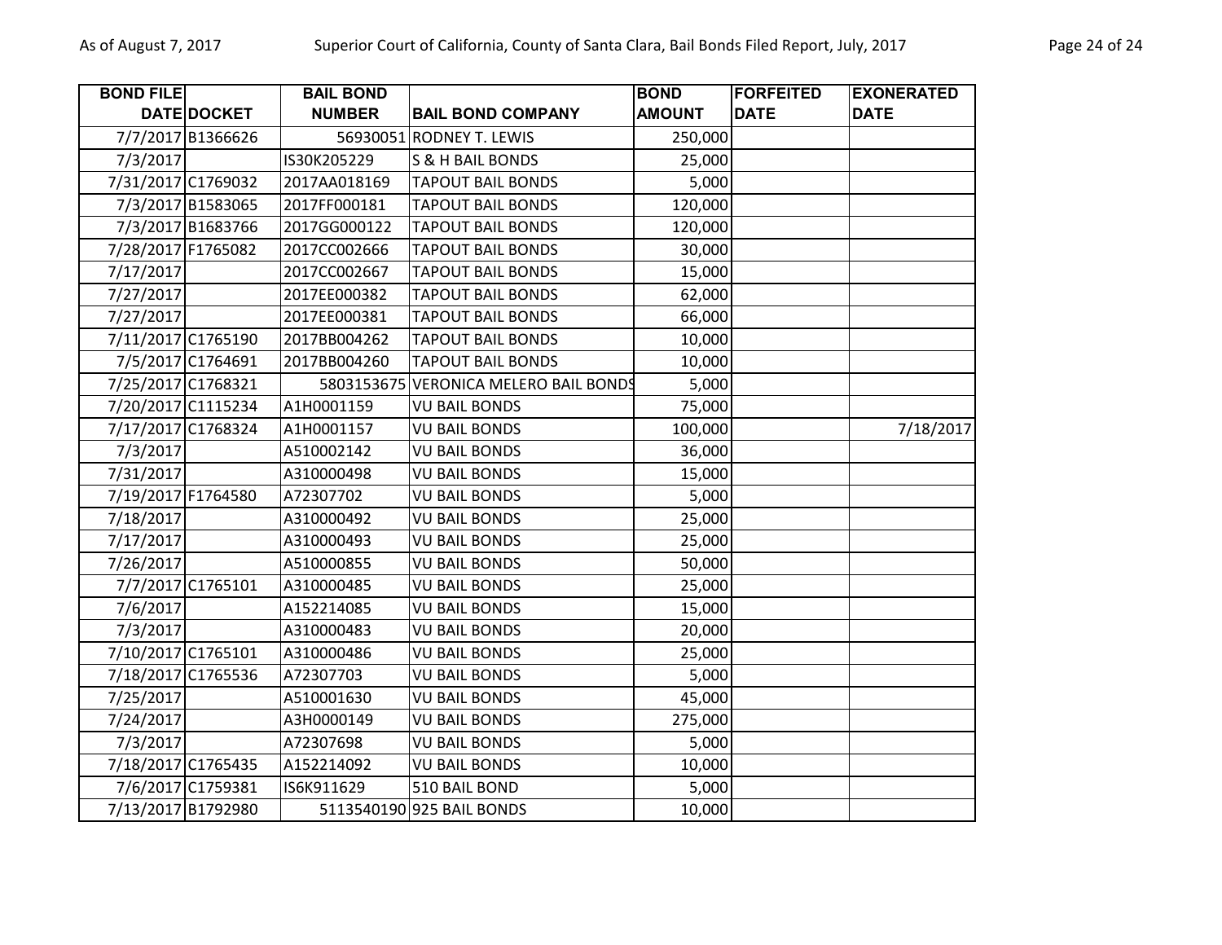| BOND FILE DATE | DOCKET | BAIL BOND NUMBER | BAIL BOND COMPANY | BOND AMOUNT | FORFEITED DATE | EXONERATED DATE |
|---|---|---|---|---|---|---|
| 7/7/2017 | B1366626 | 56930051 | RODNEY T. LEWIS | 250,000 | | |
| 7/3/2017 | | IS30K205229 | S & H BAIL BONDS | 25,000 | | |
| 7/31/2017 | C1769032 | 2017AA018169 | TAPOUT BAIL BONDS | 5,000 | | |
| 7/3/2017 | B1583065 | 2017FF000181 | TAPOUT BAIL BONDS | 120,000 | | |
| 7/3/2017 | B1683766 | 2017GG000122 | TAPOUT BAIL BONDS | 120,000 | | |
| 7/28/2017 | F1765082 | 2017CC002666 | TAPOUT BAIL BONDS | 30,000 | | |
| 7/17/2017 | | 2017CC002667 | TAPOUT BAIL BONDS | 15,000 | | |
| 7/27/2017 | | 2017EE000382 | TAPOUT BAIL BONDS | 62,000 | | |
| 7/27/2017 | | 2017EE000381 | TAPOUT BAIL BONDS | 66,000 | | |
| 7/11/2017 | C1765190 | 2017BB004262 | TAPOUT BAIL BONDS | 10,000 | | |
| 7/5/2017 | C1764691 | 2017BB004260 | TAPOUT BAIL BONDS | 10,000 | | |
| 7/25/2017 | C1768321 | 5803153675 | VERONICA MELERO BAIL BONDS | 5,000 | | |
| 7/20/2017 | C1115234 | A1H0001159 | VU BAIL BONDS | 75,000 | | |
| 7/17/2017 | C1768324 | A1H0001157 | VU BAIL BONDS | 100,000 | | 7/18/2017 |
| 7/3/2017 | | A510002142 | VU BAIL BONDS | 36,000 | | |
| 7/31/2017 | | A310000498 | VU BAIL BONDS | 15,000 | | |
| 7/19/2017 | F1764580 | A72307702 | VU BAIL BONDS | 5,000 | | |
| 7/18/2017 | | A310000492 | VU BAIL BONDS | 25,000 | | |
| 7/17/2017 | | A310000493 | VU BAIL BONDS | 25,000 | | |
| 7/26/2017 | | A510000855 | VU BAIL BONDS | 50,000 | | |
| 7/7/2017 | C1765101 | A310000485 | VU BAIL BONDS | 25,000 | | |
| 7/6/2017 | | A152214085 | VU BAIL BONDS | 15,000 | | |
| 7/3/2017 | | A310000483 | VU BAIL BONDS | 20,000 | | |
| 7/10/2017 | C1765101 | A310000486 | VU BAIL BONDS | 25,000 | | |
| 7/18/2017 | C1765536 | A72307703 | VU BAIL BONDS | 5,000 | | |
| 7/25/2017 | | A510001630 | VU BAIL BONDS | 45,000 | | |
| 7/24/2017 | | A3H0000149 | VU BAIL BONDS | 275,000 | | |
| 7/3/2017 | | A72307698 | VU BAIL BONDS | 5,000 | | |
| 7/18/2017 | C1765435 | A152214092 | VU BAIL BONDS | 10,000 | | |
| 7/6/2017 | C1759381 | IS6K911629 | 510 BAIL BOND | 5,000 | | |
| 7/13/2017 | B1792980 | 5113540190 | 925 BAIL BONDS | 10,000 | | |